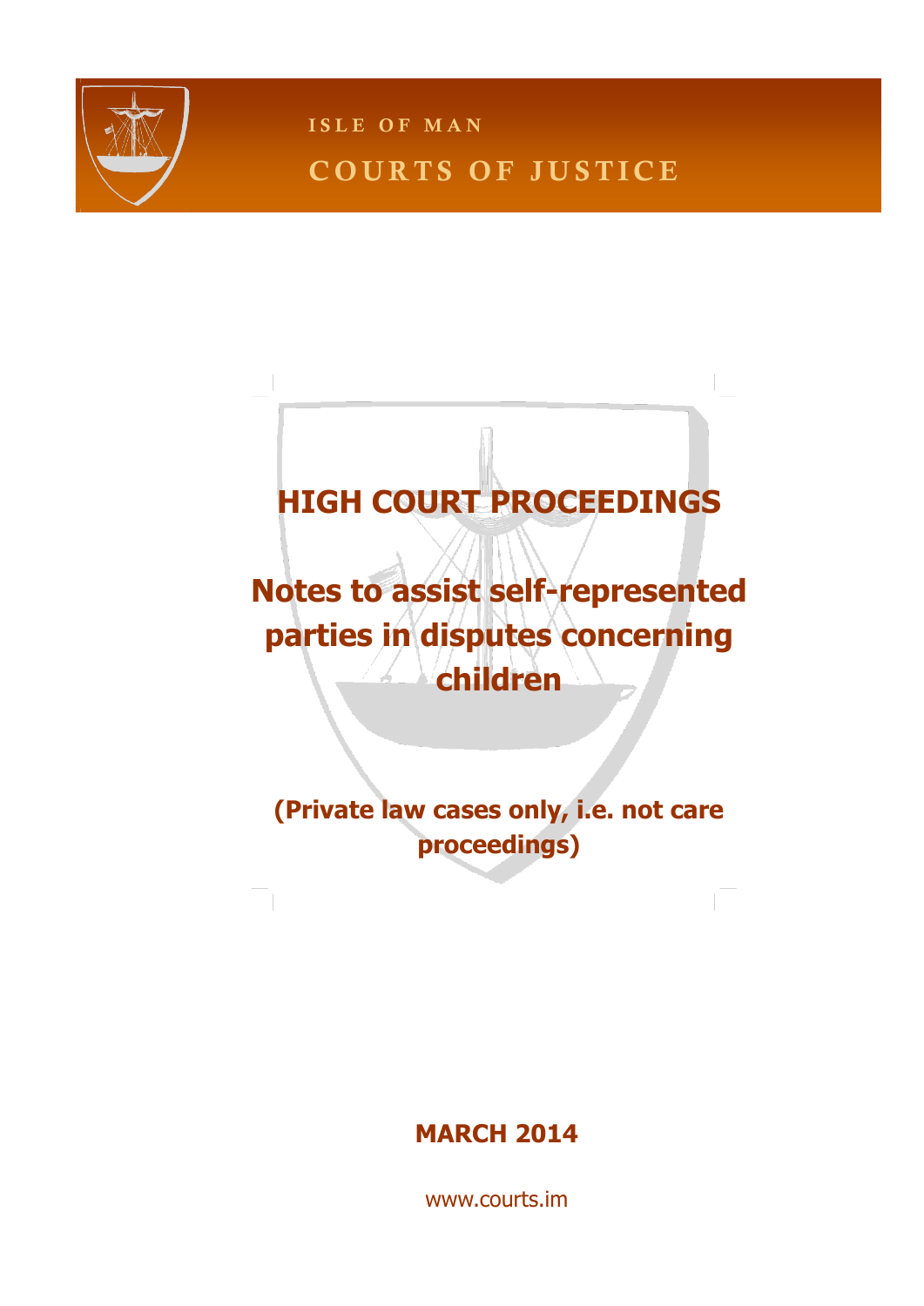ISLE OF MAN

COURTS OF JUSTICE

# HIGH COURT PROCEEDINGS

## Notes to assist self-represented parties in disputes concerning children

**(Private law cases only, i.e. not care proceedings)**

**MARCH 2014**

www.courts.im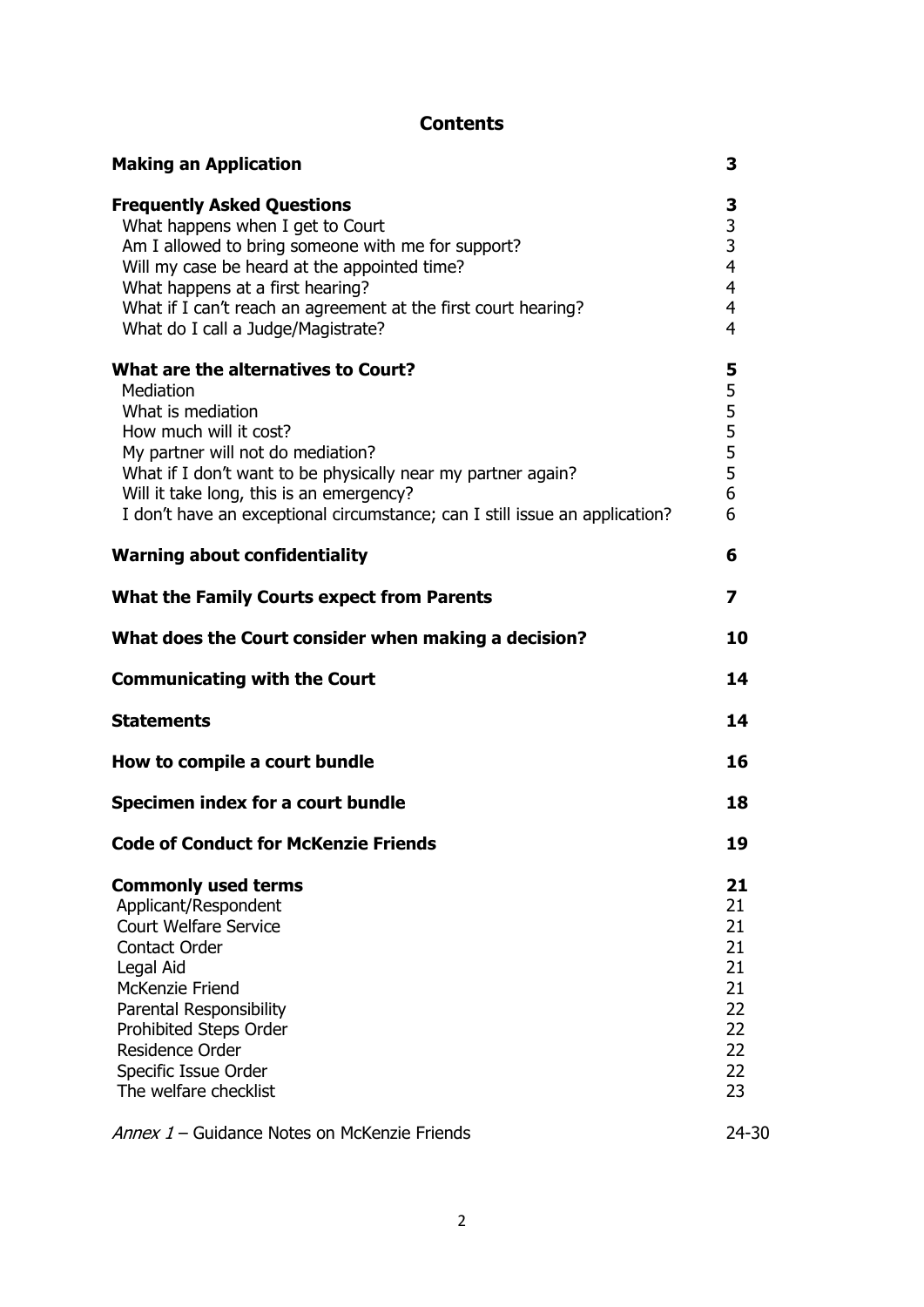## Contents

| | |
|---|---|
| **Making an Application** | **3** |
| **Frequently Asked Questions** | **3** |
| What happens when I get to Court | 3 |
| Am I allowed to bring someone with me for support? | 3 |
| Will my case be heard at the appointed time? | 4 |
| What happens at a first hearing? | 4 |
| What if I can't reach an agreement at the first court hearing? | 4 |
| What do I call a Judge/Magistrate? | 4 |
| **What are the alternatives to Court?** | **5** |
| Mediation | 5 |
| What is mediation | 5 |
| How much will it cost? | 5 |
| My partner will not do mediation? | 5 |
| What if I don't want to be physically near my partner again? | 5 |
| Will it take long, this is an emergency? | 6 |
| I don't have an exceptional circumstance; can I still issue an application? | 6 |
| **Warning about confidentiality** | **6** |
| **What the Family Courts expect from Parents** | **7** |
| **What does the Court consider when making a decision?** | **10** |
| **Communicating with the Court** | **14** |
| **Statements** | **14** |
| **How to compile a court bundle** | **16** |
| **Specimen index for a court bundle** | **18** |
| **Code of Conduct for McKenzie Friends** | **19** |
| **Commonly used terms** | **21** |
| Applicant/Respondent | 21 |
| Court Welfare Service | 21 |
| Contact Order | 21 |
| Legal Aid | 21 |
| McKenzie Friend | 21 |
| Parental Responsibility | 22 |
| Prohibited Steps Order | 22 |
| Residence Order | 22 |
| Specific Issue Order | 22 |
| The welfare checklist | 23 |
| *Annex 1* – Guidance Notes on McKenzie Friends | 24-30 |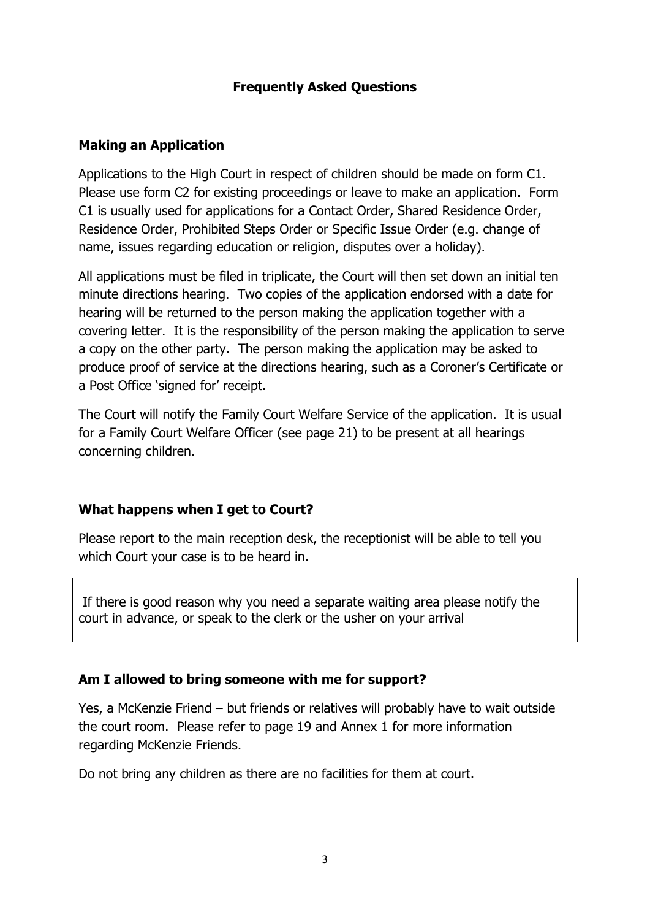## Frequently Asked Questions

### Making an Application

Applications to the High Court in respect of children should be made on form C1. Please use form C2 for existing proceedings or leave to make an application. Form C1 is usually used for applications for a Contact Order, Shared Residence Order, Residence Order, Prohibited Steps Order or Specific Issue Order (e.g. change of name, issues regarding education or religion, disputes over a holiday).

All applications must be filed in triplicate, the Court will then set down an initial ten minute directions hearing. Two copies of the application endorsed with a date for hearing will be returned to the person making the application together with a covering letter. It is the responsibility of the person making the application to serve a copy on the other party. The person making the application may be asked to produce proof of service at the directions hearing, such as a Coroner's Certificate or a Post Office 'signed for' receipt.

The Court will notify the Family Court Welfare Service of the application. It is usual for a Family Court Welfare Officer (see page 21) to be present at all hearings concerning children.

### What happens when I get to Court?

Please report to the main reception desk, the receptionist will be able to tell you which Court your case is to be heard in.

> If there is good reason why you need a separate waiting area please notify the court in advance, or speak to the clerk or the usher on your arrival

### Am I allowed to bring someone with me for support?

Yes, a McKenzie Friend – but friends or relatives will probably have to wait outside the court room. Please refer to page 19 and Annex 1 for more information regarding McKenzie Friends.

Do not bring any children as there are no facilities for them at court.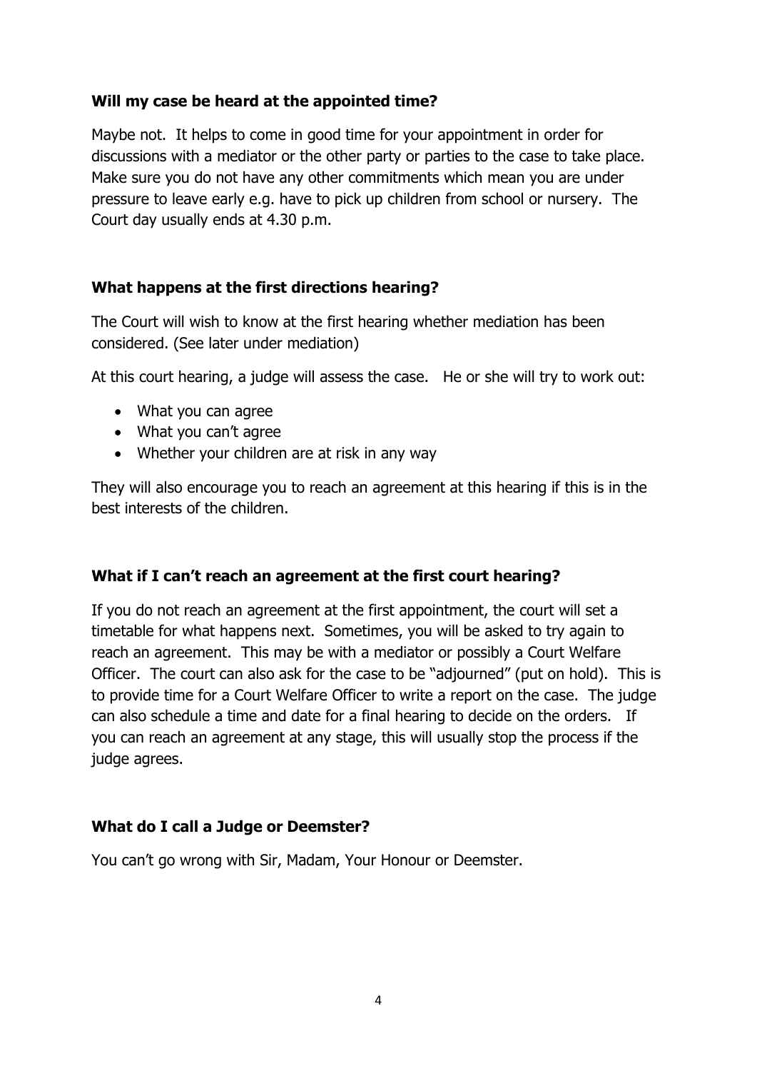### Will my case be heard at the appointed time?

Maybe not. It helps to come in good time for your appointment in order for discussions with a mediator or the other party or parties to the case to take place. Make sure you do not have any other commitments which mean you are under pressure to leave early e.g. have to pick up children from school or nursery. The Court day usually ends at 4.30 p.m.

### What happens at the first directions hearing?

The Court will wish to know at the first hearing whether mediation has been considered. (See later under mediation)

At this court hearing, a judge will assess the case. He or she will try to work out:

- What you can agree
- What you can't agree
- Whether your children are at risk in any way

They will also encourage you to reach an agreement at this hearing if this is in the best interests of the children.

### What if I can't reach an agreement at the first court hearing?

If you do not reach an agreement at the first appointment, the court will set a timetable for what happens next. Sometimes, you will be asked to try again to reach an agreement. This may be with a mediator or possibly a Court Welfare Officer. The court can also ask for the case to be "adjourned" (put on hold). This is to provide time for a Court Welfare Officer to write a report on the case. The judge can also schedule a time and date for a final hearing to decide on the orders. If you can reach an agreement at any stage, this will usually stop the process if the judge agrees.

### What do I call a Judge or Deemster?

You can't go wrong with Sir, Madam, Your Honour or Deemster.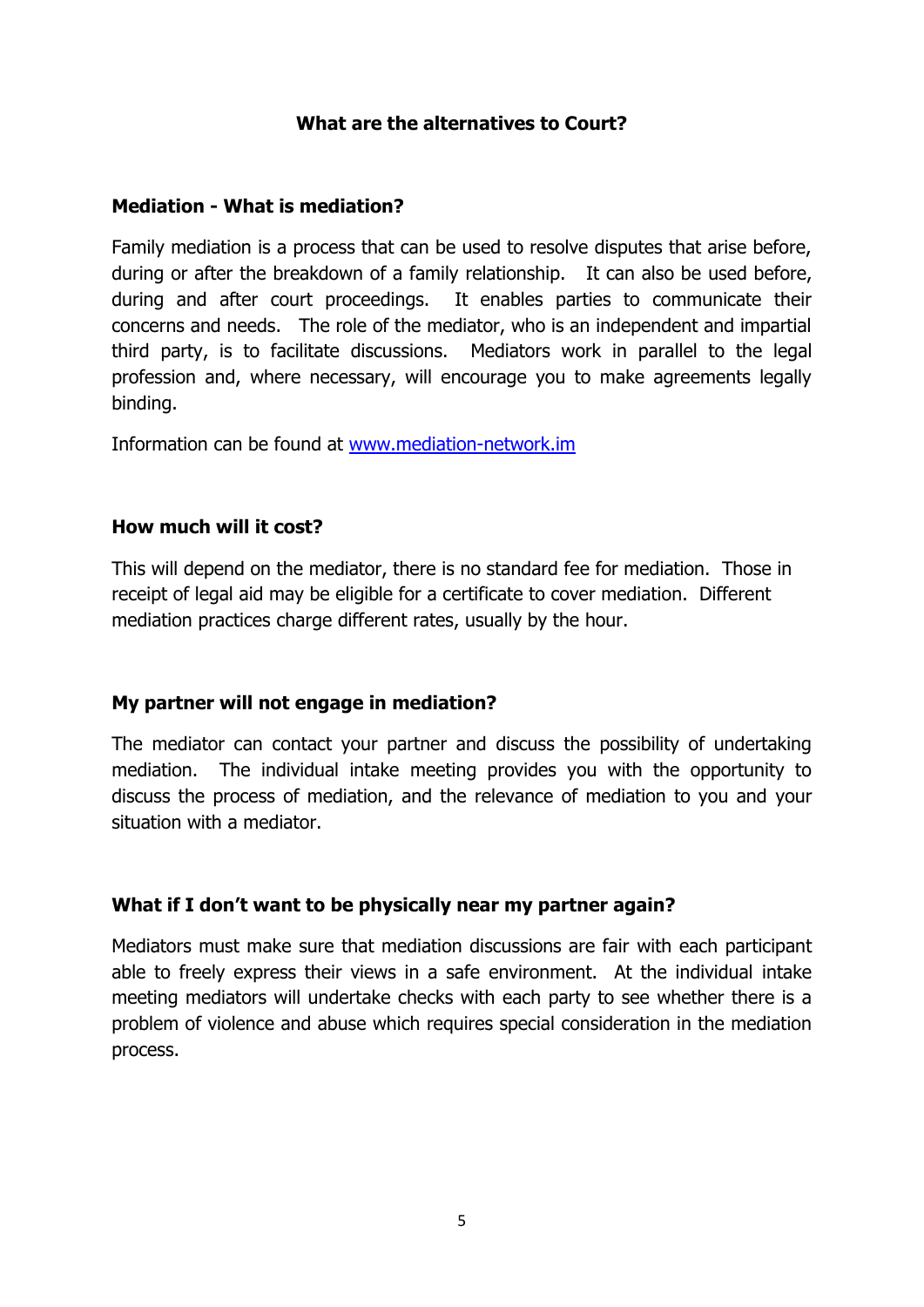## What are the alternatives to Court?

### Mediation - What is mediation?

Family mediation is a process that can be used to resolve disputes that arise before, during or after the breakdown of a family relationship. It can also be used before, during and after court proceedings. It enables parties to communicate their concerns and needs. The role of the mediator, who is an independent and impartial third party, is to facilitate discussions. Mediators work in parallel to the legal profession and, where necessary, will encourage you to make agreements legally binding.

Information can be found at [www.mediation-network.im](http://www.mediation-network.im)

### How much will it cost?

This will depend on the mediator, there is no standard fee for mediation. Those in receipt of legal aid may be eligible for a certificate to cover mediation. Different mediation practices charge different rates, usually by the hour.

### My partner will not engage in mediation?

The mediator can contact your partner and discuss the possibility of undertaking mediation. The individual intake meeting provides you with the opportunity to discuss the process of mediation, and the relevance of mediation to you and your situation with a mediator.

### What if I don't want to be physically near my partner again?

Mediators must make sure that mediation discussions are fair with each participant able to freely express their views in a safe environment. At the individual intake meeting mediators will undertake checks with each party to see whether there is a problem of violence and abuse which requires special consideration in the mediation process.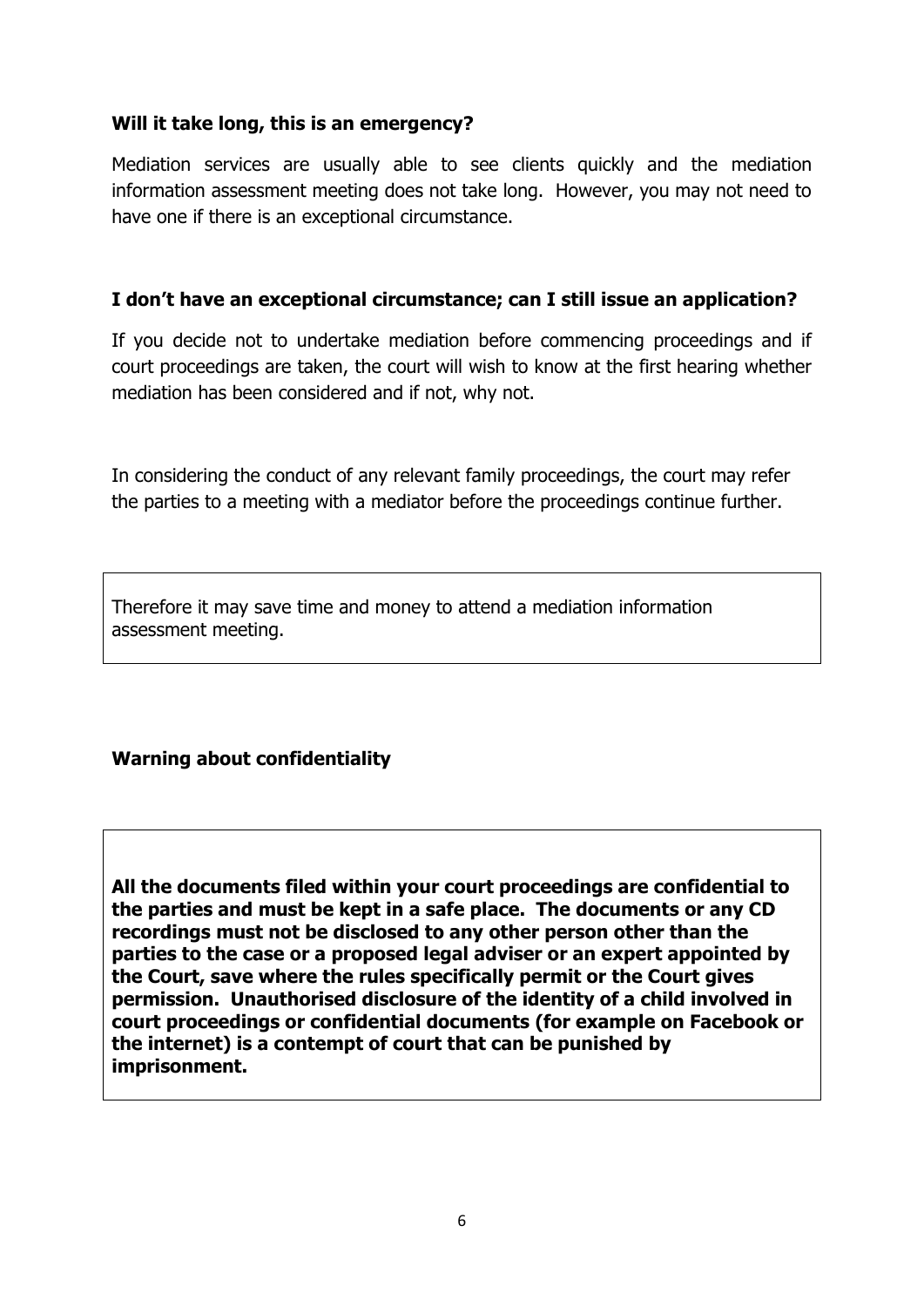**Will it take long, this is an emergency?**

Mediation services are usually able to see clients quickly and the mediation information assessment meeting does not take long. However, you may not need to have one if there is an exceptional circumstance.

**I don't have an exceptional circumstance; can I still issue an application?**

If you decide not to undertake mediation before commencing proceedings and if court proceedings are taken, the court will wish to know at the first hearing whether mediation has been considered and if not, why not.

In considering the conduct of any relevant family proceedings, the court may refer the parties to a meeting with a mediator before the proceedings continue further.

Therefore it may save time and money to attend a mediation information assessment meeting.

**Warning about confidentiality**

**All the documents filed within your court proceedings are confidential to the parties and must be kept in a safe place. The documents or any CD recordings must not be disclosed to any other person other than the parties to the case or a proposed legal adviser or an expert appointed by the Court, save where the rules specifically permit or the Court gives permission. Unauthorised disclosure of the identity of a child involved in court proceedings or confidential documents (for example on Facebook or the internet) is a contempt of court that can be punished by imprisonment.**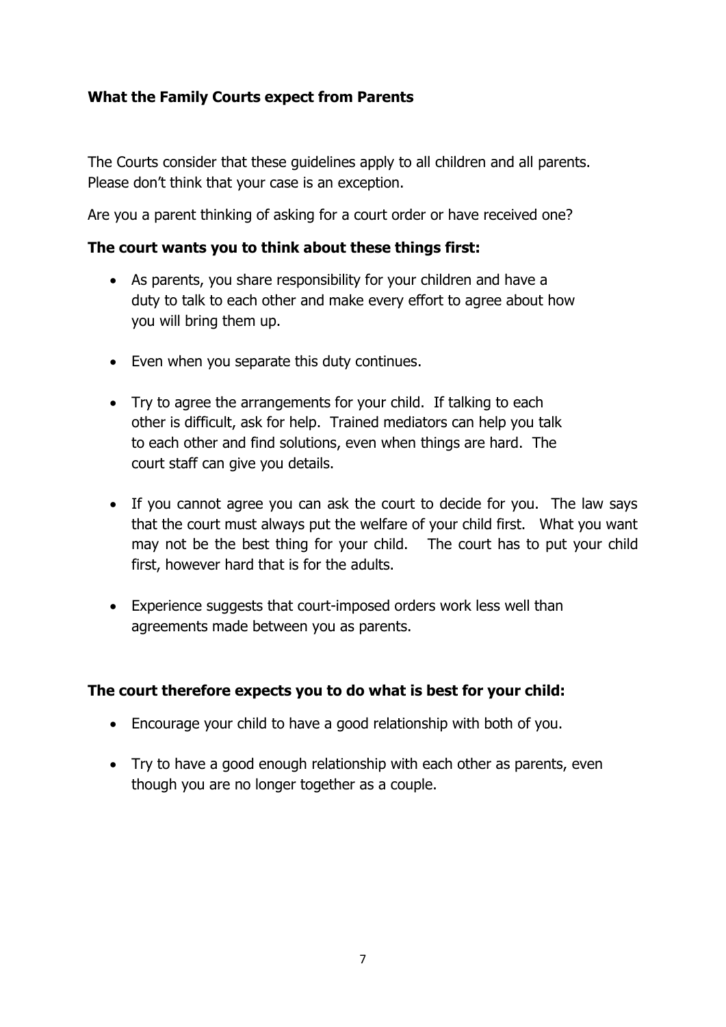**What the Family Courts expect from Parents**

The Courts consider that these guidelines apply to all children and all parents. Please don't think that your case is an exception.

Are you a parent thinking of asking for a court order or have received one?

**The court wants you to think about these things first:**

- As parents, you share responsibility for your children and have a duty to talk to each other and make every effort to agree about how you will bring them up.
- Even when you separate this duty continues.
- Try to agree the arrangements for your child. If talking to each other is difficult, ask for help. Trained mediators can help you talk to each other and find solutions, even when things are hard. The court staff can give you details.
- If you cannot agree you can ask the court to decide for you. The law says that the court must always put the welfare of your child first. What you want may not be the best thing for your child. The court has to put your child first, however hard that is for the adults.
- Experience suggests that court-imposed orders work less well than agreements made between you as parents.

**The court therefore expects you to do what is best for your child:**

- Encourage your child to have a good relationship with both of you.
- Try to have a good enough relationship with each other as parents, even though you are no longer together as a couple.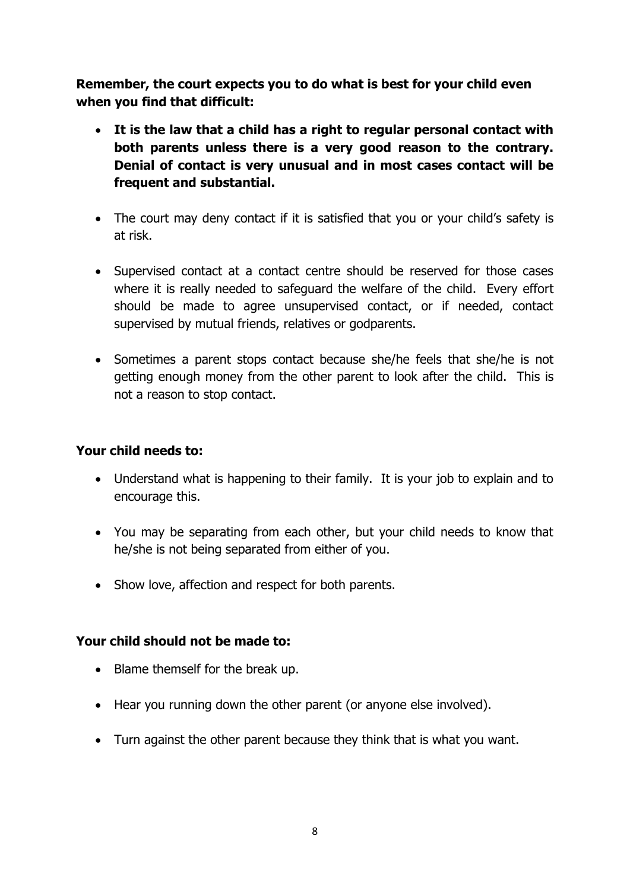**Remember, the court expects you to do what is best for your child even when you find that difficult:**

- **It is the law that a child has a right to regular personal contact with both parents unless there is a very good reason to the contrary. Denial of contact is very unusual and in most cases contact will be frequent and substantial.**

- The court may deny contact if it is satisfied that you or your child's safety is at risk.

- Supervised contact at a contact centre should be reserved for those cases where it is really needed to safeguard the welfare of the child. Every effort should be made to agree unsupervised contact, or if needed, contact supervised by mutual friends, relatives or godparents.

- Sometimes a parent stops contact because she/he feels that she/he is not getting enough money from the other parent to look after the child. This is not a reason to stop contact.

**Your child needs to:**

- Understand what is happening to their family. It is your job to explain and to encourage this.

- You may be separating from each other, but your child needs to know that he/she is not being separated from either of you.

- Show love, affection and respect for both parents.

**Your child should not be made to:**

- Blame themself for the break up.

- Hear you running down the other parent (or anyone else involved).

- Turn against the other parent because they think that is what you want.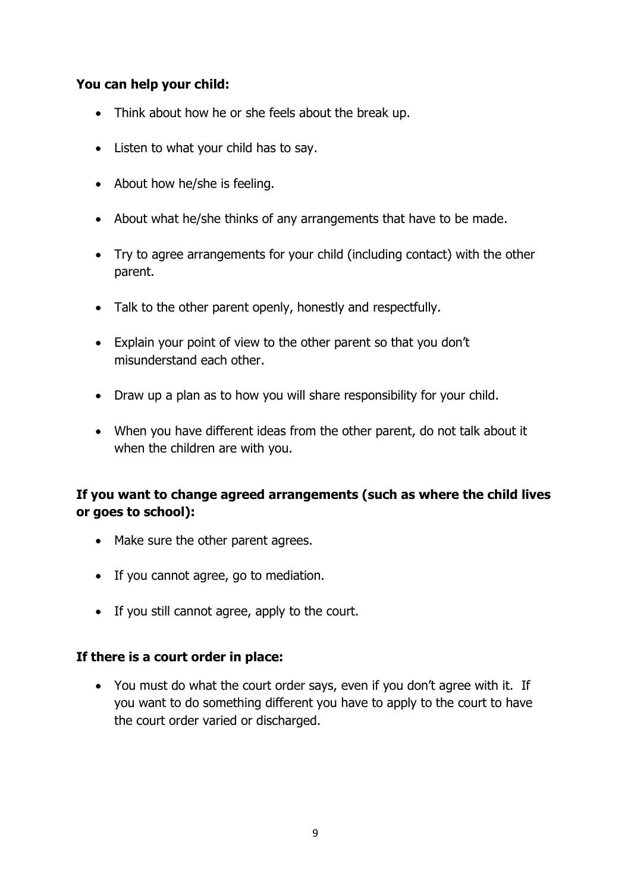**You can help your child:**

- Think about how he or she feels about the break up.
- Listen to what your child has to say.
- About how he/she is feeling.
- About what he/she thinks of any arrangements that have to be made.
- Try to agree arrangements for your child (including contact) with the other parent.
- Talk to the other parent openly, honestly and respectfully.
- Explain your point of view to the other parent so that you don't misunderstand each other.
- Draw up a plan as to how you will share responsibility for your child.
- When you have different ideas from the other parent, do not talk about it when the children are with you.

**If you want to change agreed arrangements (such as where the child lives or goes to school):**

- Make sure the other parent agrees.
- If you cannot agree, go to mediation.
- If you still cannot agree, apply to the court.

**If there is a court order in place:**

- You must do what the court order says, even if you don't agree with it. If you want to do something different you have to apply to the court to have the court order varied or discharged.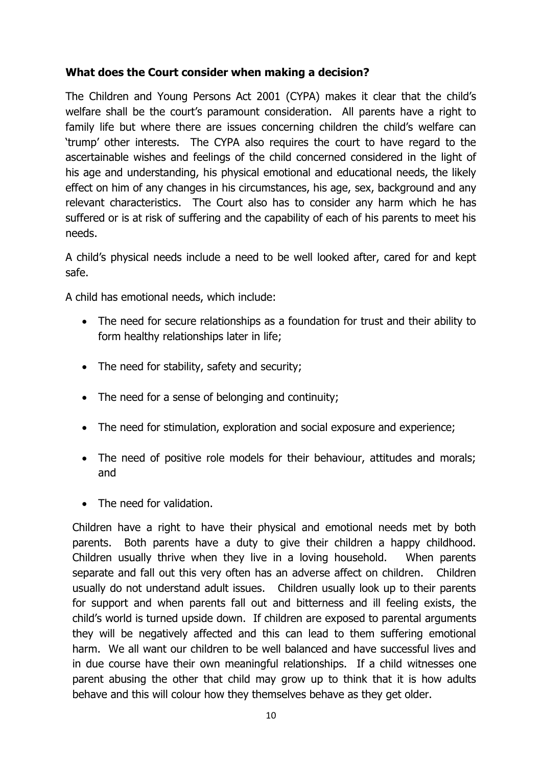**What does the Court consider when making a decision?**

The Children and Young Persons Act 2001 (CYPA) makes it clear that the child's welfare shall be the court's paramount consideration. All parents have a right to family life but where there are issues concerning children the child's welfare can 'trump' other interests. The CYPA also requires the court to have regard to the ascertainable wishes and feelings of the child concerned considered in the light of his age and understanding, his physical emotional and educational needs, the likely effect on him of any changes in his circumstances, his age, sex, background and any relevant characteristics. The Court also has to consider any harm which he has suffered or is at risk of suffering and the capability of each of his parents to meet his needs.

A child's physical needs include a need to be well looked after, cared for and kept safe.

A child has emotional needs, which include:

- The need for secure relationships as a foundation for trust and their ability to form healthy relationships later in life;
- The need for stability, safety and security;
- The need for a sense of belonging and continuity;
- The need for stimulation, exploration and social exposure and experience;
- The need of positive role models for their behaviour, attitudes and morals; and
- The need for validation.

Children have a right to have their physical and emotional needs met by both parents. Both parents have a duty to give their children a happy childhood. Children usually thrive when they live in a loving household. When parents separate and fall out this very often has an adverse affect on children. Children usually do not understand adult issues. Children usually look up to their parents for support and when parents fall out and bitterness and ill feeling exists, the child's world is turned upside down. If children are exposed to parental arguments they will be negatively affected and this can lead to them suffering emotional harm. We all want our children to be well balanced and have successful lives and in due course have their own meaningful relationships. If a child witnesses one parent abusing the other that child may grow up to think that it is how adults behave and this will colour how they themselves behave as they get older.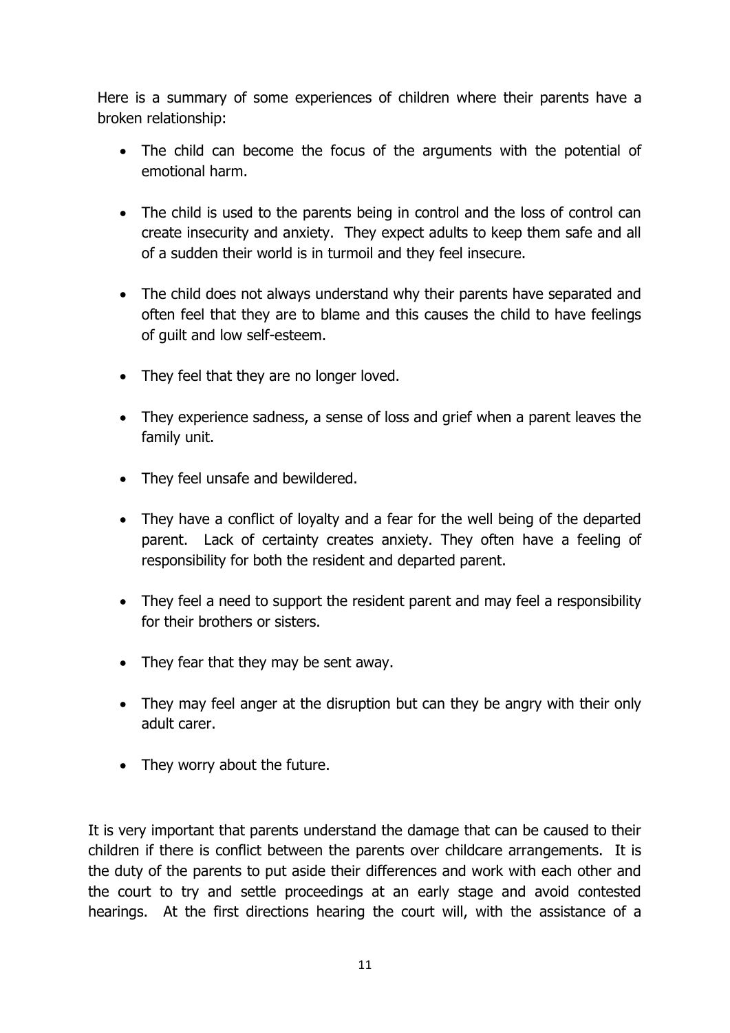Here is a summary of some experiences of children where their parents have a broken relationship:

- The child can become the focus of the arguments with the potential of emotional harm.
- The child is used to the parents being in control and the loss of control can create insecurity and anxiety. They expect adults to keep them safe and all of a sudden their world is in turmoil and they feel insecure.
- The child does not always understand why their parents have separated and often feel that they are to blame and this causes the child to have feelings of guilt and low self-esteem.
- They feel that they are no longer loved.
- They experience sadness, a sense of loss and grief when a parent leaves the family unit.
- They feel unsafe and bewildered.
- They have a conflict of loyalty and a fear for the well being of the departed parent. Lack of certainty creates anxiety. They often have a feeling of responsibility for both the resident and departed parent.
- They feel a need to support the resident parent and may feel a responsibility for their brothers or sisters.
- They fear that they may be sent away.
- They may feel anger at the disruption but can they be angry with their only adult carer.
- They worry about the future.

It is very important that parents understand the damage that can be caused to their children if there is conflict between the parents over childcare arrangements. It is the duty of the parents to put aside their differences and work with each other and the court to try and settle proceedings at an early stage and avoid contested hearings. At the first directions hearing the court will, with the assistance of a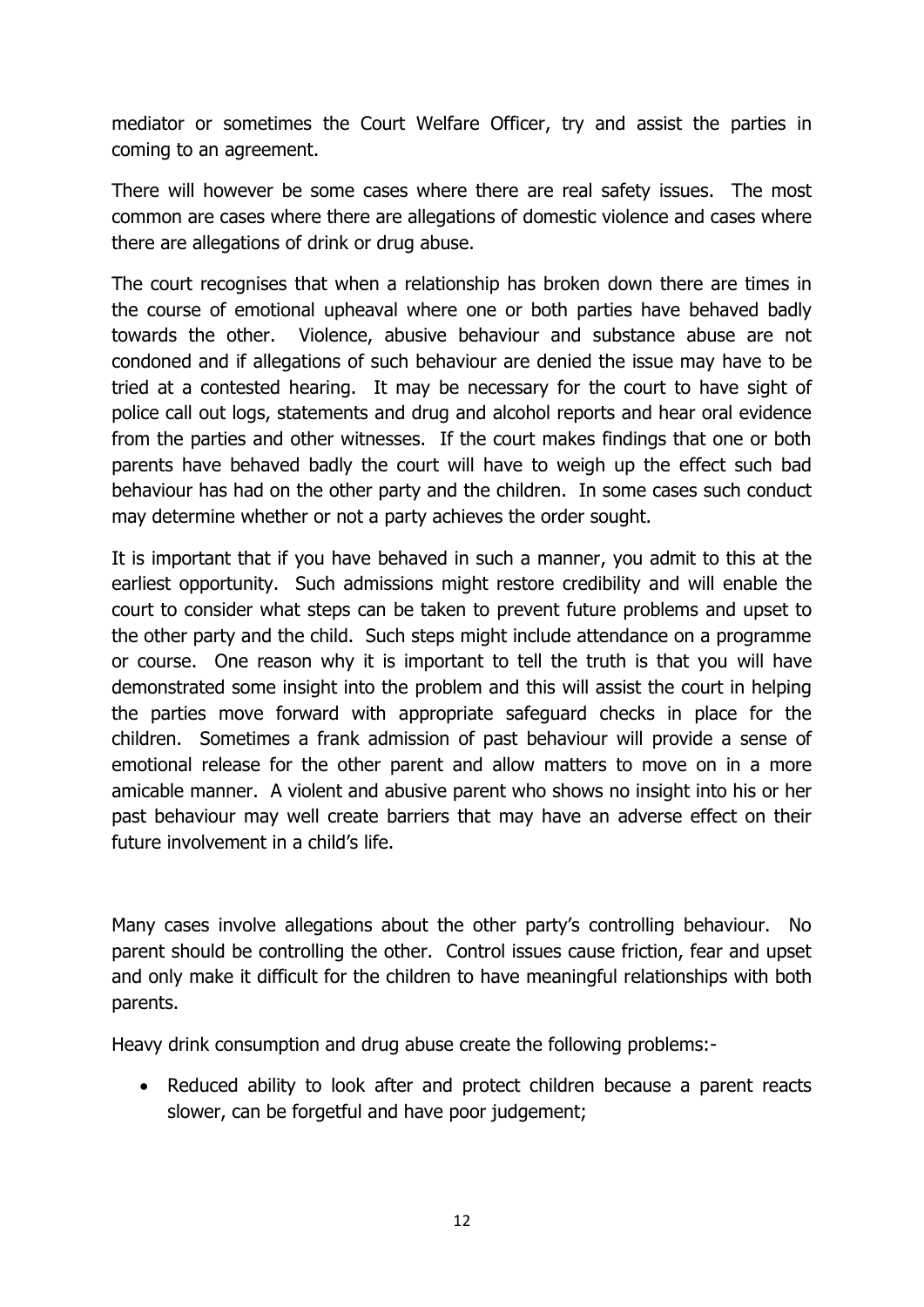mediator or sometimes the Court Welfare Officer, try and assist the parties in coming to an agreement.

There will however be some cases where there are real safety issues. The most common are cases where there are allegations of domestic violence and cases where there are allegations of drink or drug abuse.

The court recognises that when a relationship has broken down there are times in the course of emotional upheaval where one or both parties have behaved badly towards the other. Violence, abusive behaviour and substance abuse are not condoned and if allegations of such behaviour are denied the issue may have to be tried at a contested hearing. It may be necessary for the court to have sight of police call out logs, statements and drug and alcohol reports and hear oral evidence from the parties and other witnesses. If the court makes findings that one or both parents have behaved badly the court will have to weigh up the effect such bad behaviour has had on the other party and the children. In some cases such conduct may determine whether or not a party achieves the order sought.

It is important that if you have behaved in such a manner, you admit to this at the earliest opportunity. Such admissions might restore credibility and will enable the court to consider what steps can be taken to prevent future problems and upset to the other party and the child. Such steps might include attendance on a programme or course. One reason why it is important to tell the truth is that you will have demonstrated some insight into the problem and this will assist the court in helping the parties move forward with appropriate safeguard checks in place for the children. Sometimes a frank admission of past behaviour will provide a sense of emotional release for the other parent and allow matters to move on in a more amicable manner. A violent and abusive parent who shows no insight into his or her past behaviour may well create barriers that may have an adverse effect on their future involvement in a child's life.

Many cases involve allegations about the other party's controlling behaviour. No parent should be controlling the other. Control issues cause friction, fear and upset and only make it difficult for the children to have meaningful relationships with both parents.

Heavy drink consumption and drug abuse create the following problems:-

- Reduced ability to look after and protect children because a parent reacts slower, can be forgetful and have poor judgement;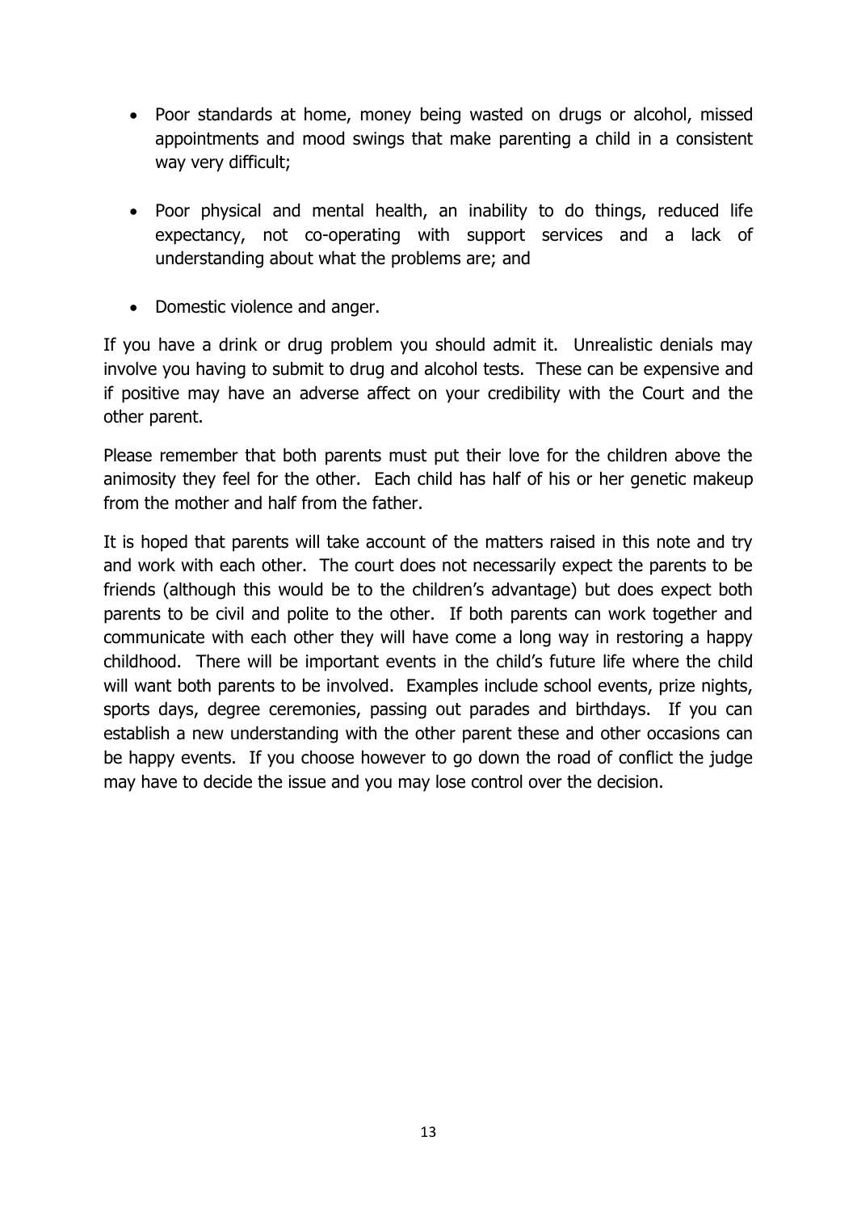- Poor standards at home, money being wasted on drugs or alcohol, missed appointments and mood swings that make parenting a child in a consistent way very difficult;
- Poor physical and mental health, an inability to do things, reduced life expectancy, not co-operating with support services and a lack of understanding about what the problems are; and
- Domestic violence and anger.

If you have a drink or drug problem you should admit it. Unrealistic denials may involve you having to submit to drug and alcohol tests. These can be expensive and if positive may have an adverse affect on your credibility with the Court and the other parent.

Please remember that both parents must put their love for the children above the animosity they feel for the other. Each child has half of his or her genetic makeup from the mother and half from the father.

It is hoped that parents will take account of the matters raised in this note and try and work with each other. The court does not necessarily expect the parents to be friends (although this would be to the children's advantage) but does expect both parents to be civil and polite to the other. If both parents can work together and communicate with each other they will have come a long way in restoring a happy childhood. There will be important events in the child's future life where the child will want both parents to be involved. Examples include school events, prize nights, sports days, degree ceremonies, passing out parades and birthdays. If you can establish a new understanding with the other parent these and other occasions can be happy events. If you choose however to go down the road of conflict the judge may have to decide the issue and you may lose control over the decision.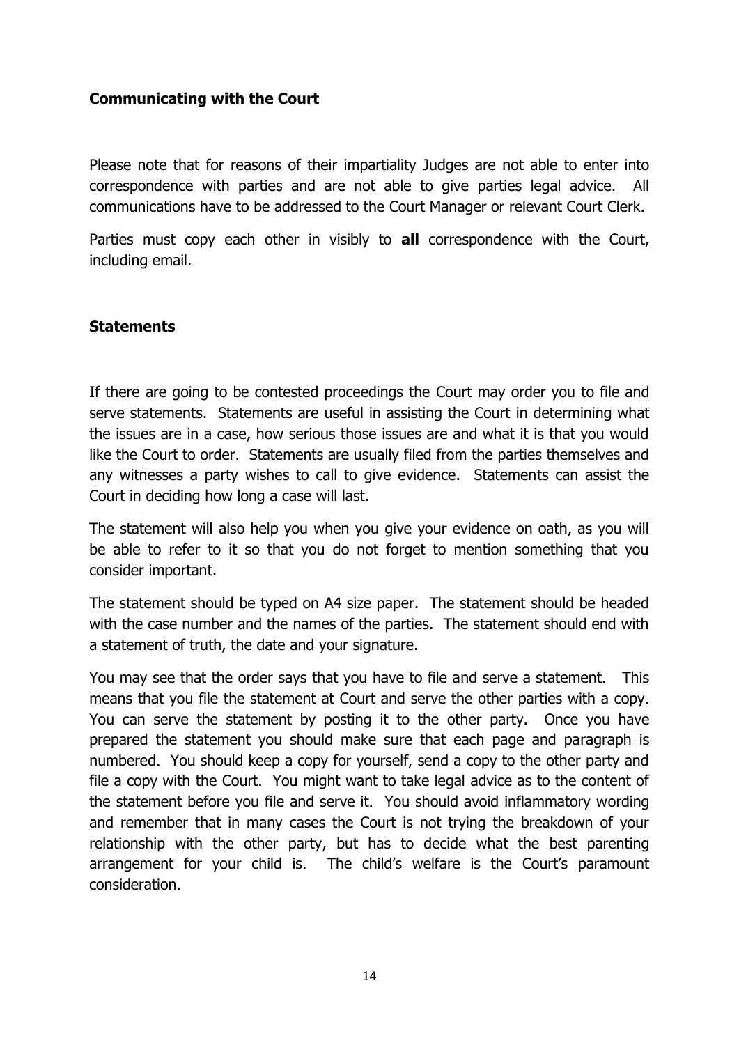### Communicating with the Court

Please note that for reasons of their impartiality Judges are not able to enter into correspondence with parties and are not able to give parties legal advice. All communications have to be addressed to the Court Manager or relevant Court Clerk.

Parties must copy each other in visibly to **all** correspondence with the Court, including email.

### Statements

If there are going to be contested proceedings the Court may order you to file and serve statements. Statements are useful in assisting the Court in determining what the issues are in a case, how serious those issues are and what it is that you would like the Court to order. Statements are usually filed from the parties themselves and any witnesses a party wishes to call to give evidence. Statements can assist the Court in deciding how long a case will last.

The statement will also help you when you give your evidence on oath, as you will be able to refer to it so that you do not forget to mention something that you consider important.

The statement should be typed on A4 size paper. The statement should be headed with the case number and the names of the parties. The statement should end with a statement of truth, the date and your signature.

You may see that the order says that you have to file and serve a statement. This means that you file the statement at Court and serve the other parties with a copy. You can serve the statement by posting it to the other party. Once you have prepared the statement you should make sure that each page and paragraph is numbered. You should keep a copy for yourself, send a copy to the other party and file a copy with the Court. You might want to take legal advice as to the content of the statement before you file and serve it. You should avoid inflammatory wording and remember that in many cases the Court is not trying the breakdown of your relationship with the other party, but has to decide what the best parenting arrangement for your child is. The child's welfare is the Court's paramount consideration.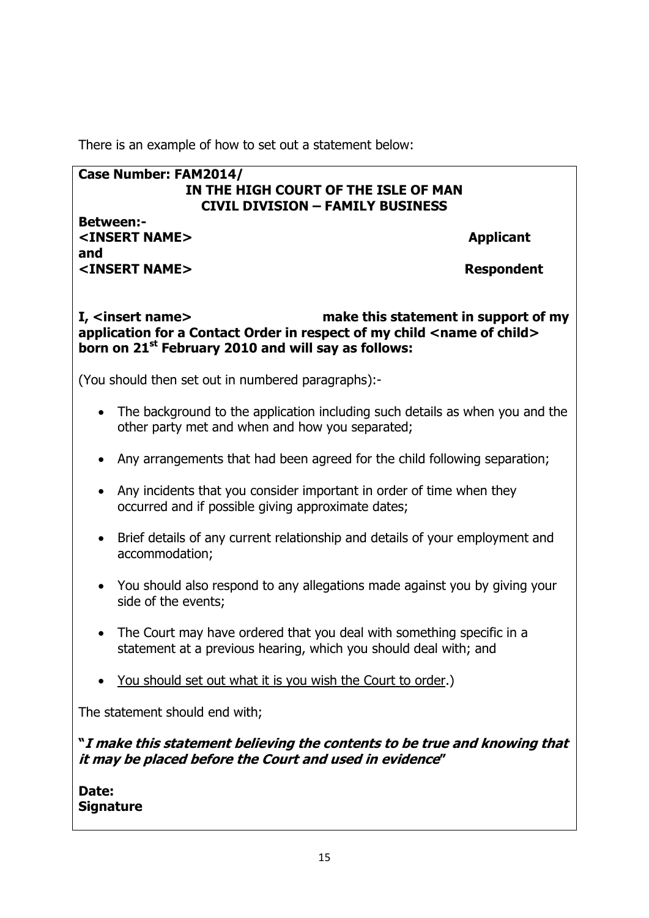There is an example of how to set out a statement below:

**Case Number: FAM2014/**

**IN THE HIGH COURT OF THE ISLE OF MAN**

**CIVIL DIVISION – FAMILY BUSINESS**

**Between:-**

**<INSERT NAME> Applicant**

**and**

**<INSERT NAME> Respondent**

**I, <insert name> make this statement in support of my application for a Contact Order in respect of my child <name of child> born on 21st February 2010 and will say as follows:**

(You should then set out in numbered paragraphs):-

- The background to the application including such details as when you and the other party met and when and how you separated;
- Any arrangements that had been agreed for the child following separation;
- Any incidents that you consider important in order of time when they occurred and if possible giving approximate dates;
- Brief details of any current relationship and details of your employment and accommodation;
- You should also respond to any allegations made against you by giving your side of the events;
- The Court may have ordered that you deal with something specific in a statement at a previous hearing, which you should deal with; and
- <u>You should set out what it is you wish the Court to order</u>.)

The statement should end with;

**"*I make this statement believing the contents to be true and knowing that it may be placed before the Court and used in evidence*"**

**Date:**

**Signature**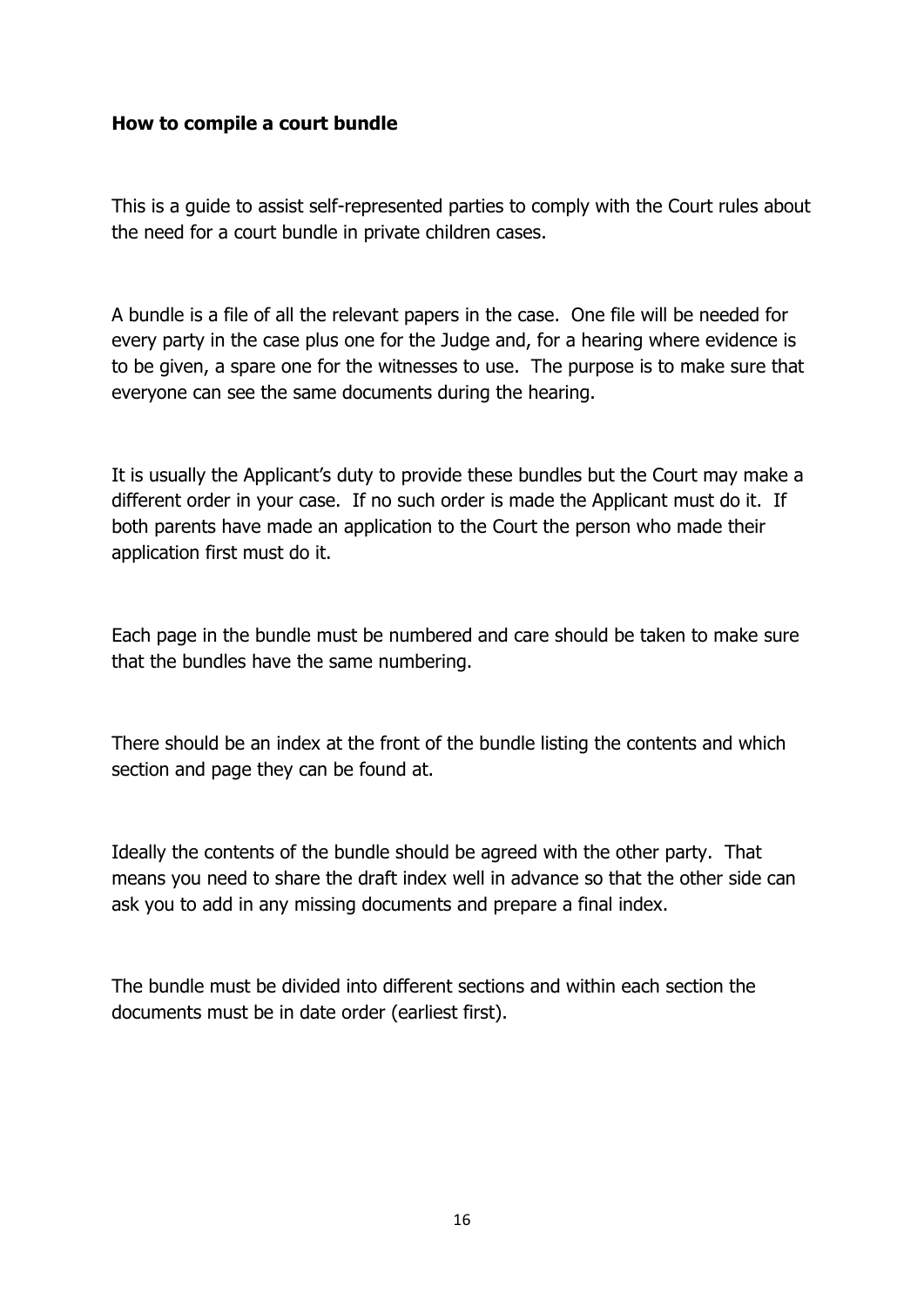**How to compile a court bundle**

This is a guide to assist self-represented parties to comply with the Court rules about the need for a court bundle in private children cases.

A bundle is a file of all the relevant papers in the case. One file will be needed for every party in the case plus one for the Judge and, for a hearing where evidence is to be given, a spare one for the witnesses to use. The purpose is to make sure that everyone can see the same documents during the hearing.

It is usually the Applicant's duty to provide these bundles but the Court may make a different order in your case. If no such order is made the Applicant must do it. If both parents have made an application to the Court the person who made their application first must do it.

Each page in the bundle must be numbered and care should be taken to make sure that the bundles have the same numbering.

There should be an index at the front of the bundle listing the contents and which section and page they can be found at.

Ideally the contents of the bundle should be agreed with the other party. That means you need to share the draft index well in advance so that the other side can ask you to add in any missing documents and prepare a final index.

The bundle must be divided into different sections and within each section the documents must be in date order (earliest first).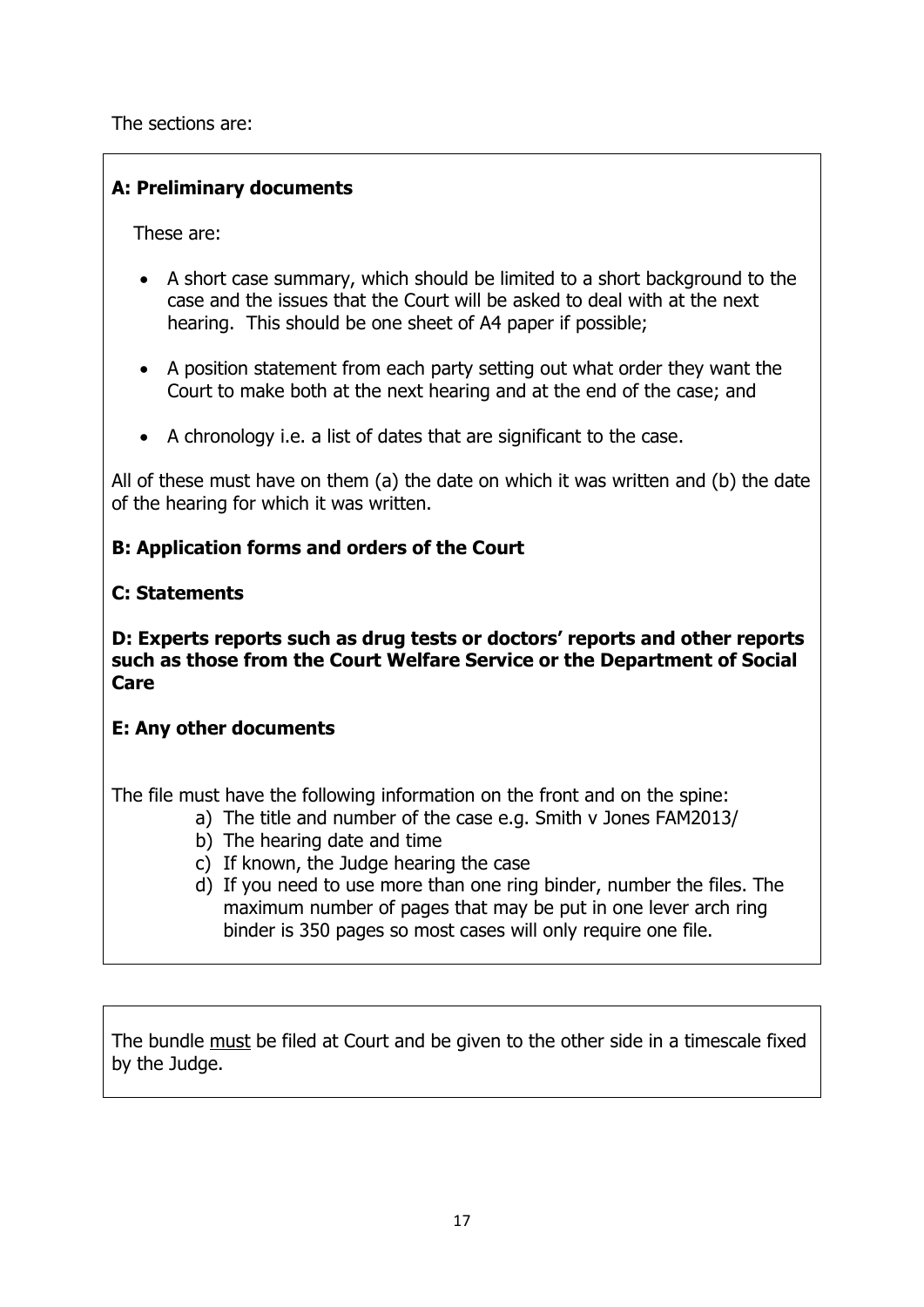The sections are:

**A: Preliminary documents**

These are:

- A short case summary, which should be limited to a short background to the case and the issues that the Court will be asked to deal with at the next hearing. This should be one sheet of A4 paper if possible;
- A position statement from each party setting out what order they want the Court to make both at the next hearing and at the end of the case; and
- A chronology i.e. a list of dates that are significant to the case.

All of these must have on them (a) the date on which it was written and (b) the date of the hearing for which it was written.

**B: Application forms and orders of the Court**

**C: Statements**

**D: Experts reports such as drug tests or doctors' reports and other reports such as those from the Court Welfare Service or the Department of Social Care**

**E: Any other documents**

The file must have the following information on the front and on the spine:

a) The title and number of the case e.g. Smith v Jones FAM2013/
b) The hearing date and time
c) If known, the Judge hearing the case
d) If you need to use more than one ring binder, number the files. The maximum number of pages that may be put in one lever arch ring binder is 350 pages so most cases will only require one file.

The bundle <u>must</u> be filed at Court and be given to the other side in a timescale fixed by the Judge.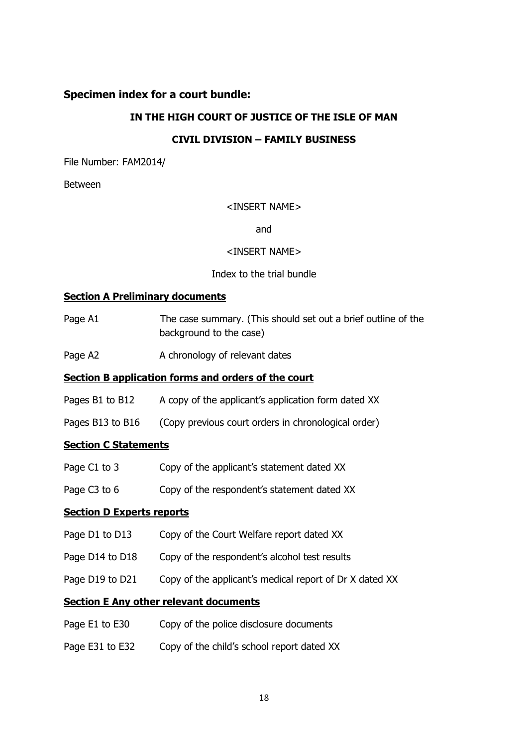## Specimen index for a court bundle:

**IN THE HIGH COURT OF JUSTICE OF THE ISLE OF MAN**

**CIVIL DIVISION – FAMILY BUSINESS**

File Number: FAM2014/

Between

<INSERT NAME>

and

<INSERT NAME>

Index to the trial bundle

**Section A Preliminary documents**

| | |
|---|---|
| Page A1 | The case summary. (This should set out a brief outline of the background to the case) |
| Page A2 | A chronology of relevant dates |

**Section B application forms and orders of the court**

| | |
|---|---|
| Pages B1 to B12 | A copy of the applicant's application form dated XX |
| Pages B13 to B16 | (Copy previous court orders in chronological order) |

**Section C Statements**

| | |
|---|---|
| Page C1 to 3 | Copy of the applicant's statement dated XX |
| Page C3 to 6 | Copy of the respondent's statement dated XX |

**Section D Experts reports**

| | |
|---|---|
| Page D1 to D13 | Copy of the Court Welfare report dated XX |
| Page D14 to D18 | Copy of the respondent's alcohol test results |
| Page D19 to D21 | Copy of the applicant's medical report of Dr X dated XX |

**Section E Any other relevant documents**

| | |
|---|---|
| Page E1 to E30 | Copy of the police disclosure documents |
| Page E31 to E32 | Copy of the child's school report dated XX |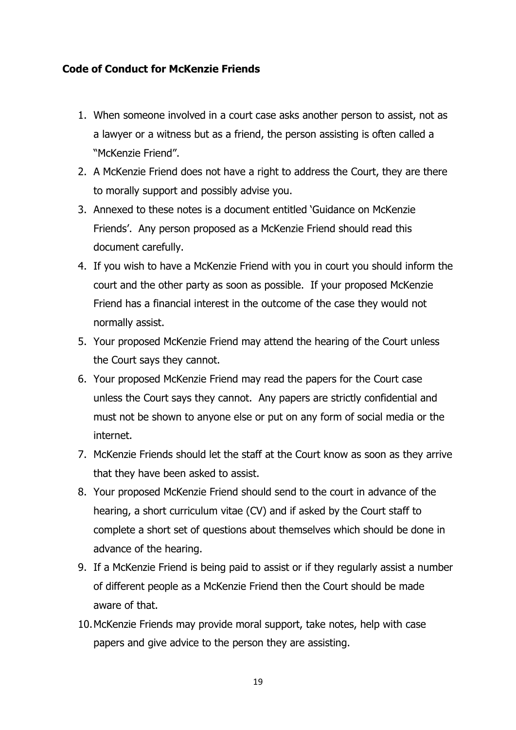**Code of Conduct for McKenzie Friends**

1. When someone involved in a court case asks another person to assist, not as a lawyer or a witness but as a friend, the person assisting is often called a "McKenzie Friend".
2. A McKenzie Friend does not have a right to address the Court, they are there to morally support and possibly advise you.
3. Annexed to these notes is a document entitled 'Guidance on McKenzie Friends'. Any person proposed as a McKenzie Friend should read this document carefully.
4. If you wish to have a McKenzie Friend with you in court you should inform the court and the other party as soon as possible. If your proposed McKenzie Friend has a financial interest in the outcome of the case they would not normally assist.
5. Your proposed McKenzie Friend may attend the hearing of the Court unless the Court says they cannot.
6. Your proposed McKenzie Friend may read the papers for the Court case unless the Court says they cannot. Any papers are strictly confidential and must not be shown to anyone else or put on any form of social media or the internet.
7. McKenzie Friends should let the staff at the Court know as soon as they arrive that they have been asked to assist.
8. Your proposed McKenzie Friend should send to the court in advance of the hearing, a short curriculum vitae (CV) and if asked by the Court staff to complete a short set of questions about themselves which should be done in advance of the hearing.
9. If a McKenzie Friend is being paid to assist or if they regularly assist a number of different people as a McKenzie Friend then the Court should be made aware of that.
10. McKenzie Friends may provide moral support, take notes, help with case papers and give advice to the person they are assisting.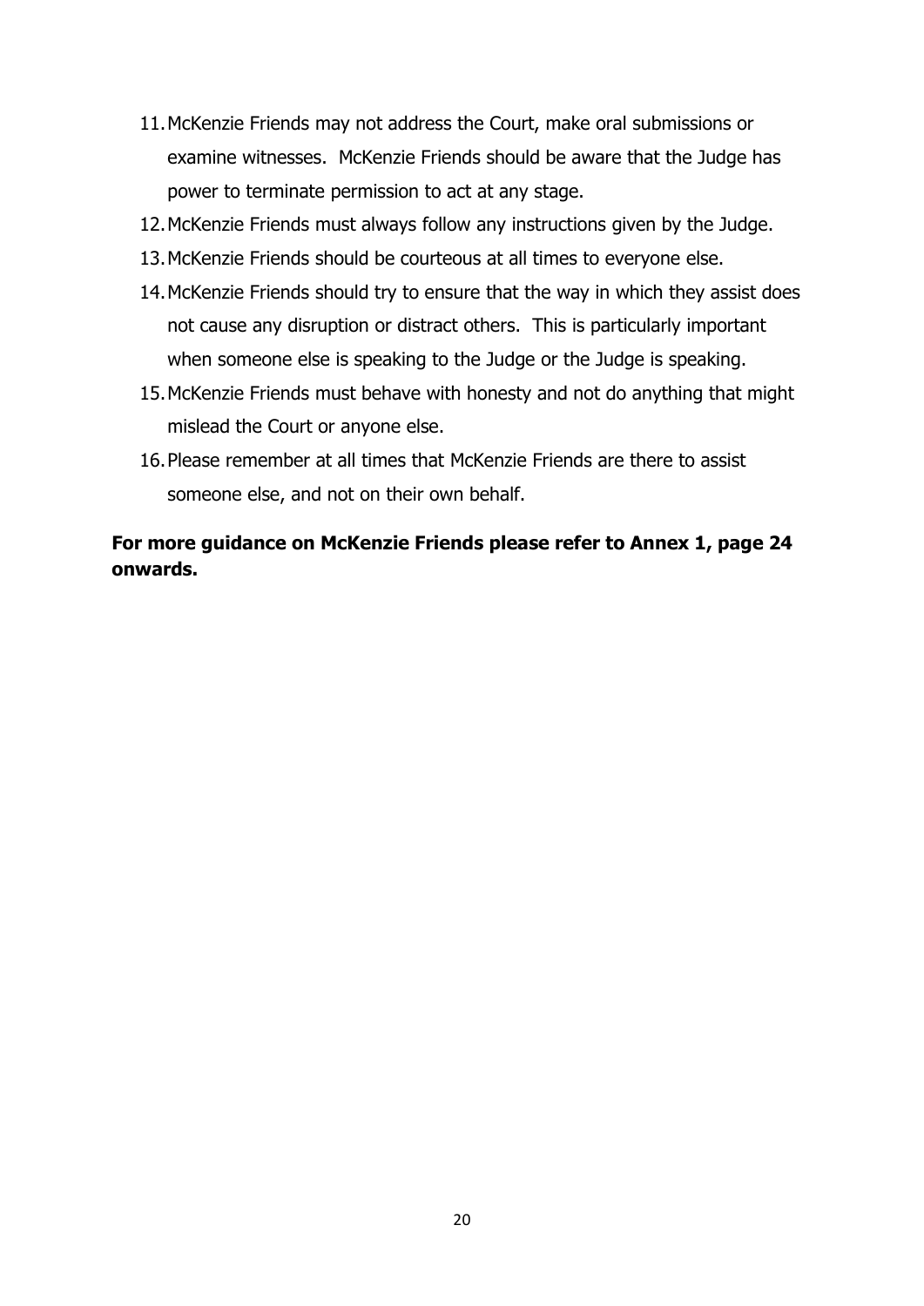11. McKenzie Friends may not address the Court, make oral submissions or examine witnesses. McKenzie Friends should be aware that the Judge has power to terminate permission to act at any stage.
12. McKenzie Friends must always follow any instructions given by the Judge.
13. McKenzie Friends should be courteous at all times to everyone else.
14. McKenzie Friends should try to ensure that the way in which they assist does not cause any disruption or distract others. This is particularly important when someone else is speaking to the Judge or the Judge is speaking.
15. McKenzie Friends must behave with honesty and not do anything that might mislead the Court or anyone else.
16. Please remember at all times that McKenzie Friends are there to assist someone else, and not on their own behalf.

**For more guidance on McKenzie Friends please refer to Annex 1, page 24 onwards.**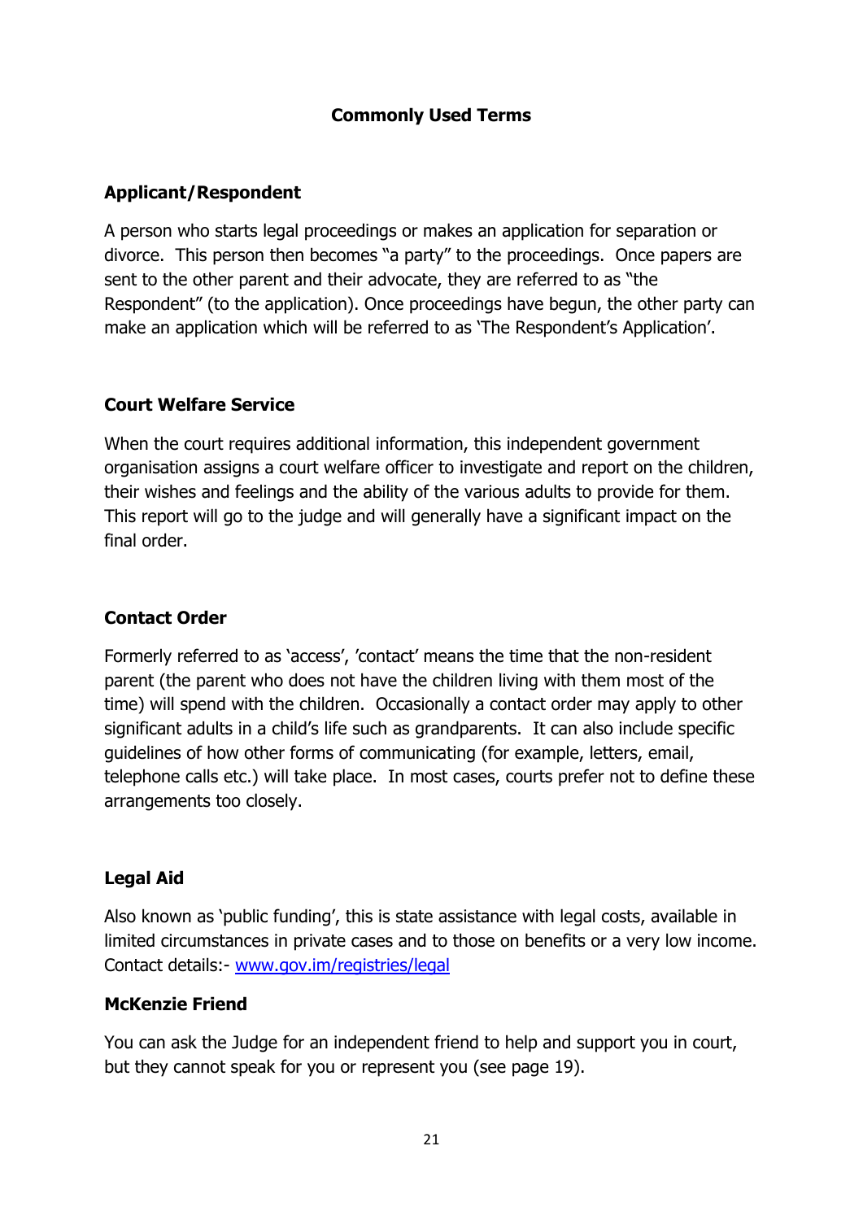## Commonly Used Terms

### Applicant/Respondent

A person who starts legal proceedings or makes an application for separation or divorce. This person then becomes "a party" to the proceedings. Once papers are sent to the other parent and their advocate, they are referred to as "the Respondent" (to the application). Once proceedings have begun, the other party can make an application which will be referred to as 'The Respondent's Application'.

### Court Welfare Service

When the court requires additional information, this independent government organisation assigns a court welfare officer to investigate and report on the children, their wishes and feelings and the ability of the various adults to provide for them. This report will go to the judge and will generally have a significant impact on the final order.

### Contact Order

Formerly referred to as 'access', 'contact' means the time that the non-resident parent (the parent who does not have the children living with them most of the time) will spend with the children. Occasionally a contact order may apply to other significant adults in a child's life such as grandparents. It can also include specific guidelines of how other forms of communicating (for example, letters, email, telephone calls etc.) will take place. In most cases, courts prefer not to define these arrangements too closely.

### Legal Aid

Also known as 'public funding', this is state assistance with legal costs, available in limited circumstances in private cases and to those on benefits or a very low income. Contact details:- [www.gov.im/registries/legal](http://www.gov.im/registries/legal)

### McKenzie Friend

You can ask the Judge for an independent friend to help and support you in court, but they cannot speak for you or represent you (see page 19).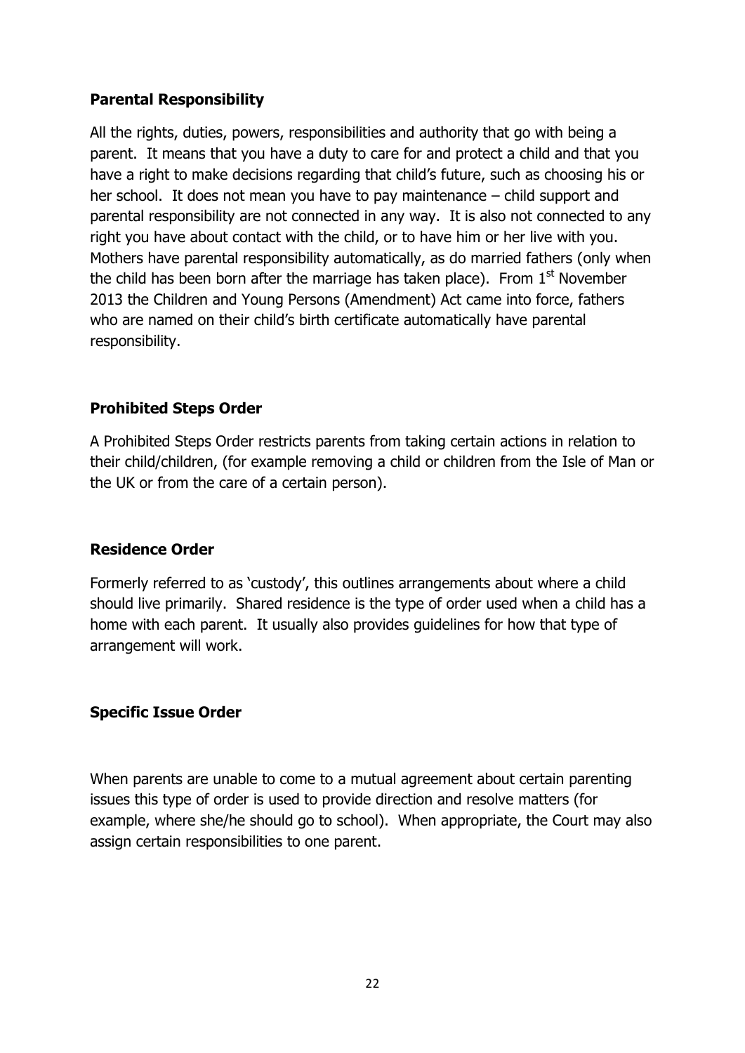**Parental Responsibility**

All the rights, duties, powers, responsibilities and authority that go with being a parent. It means that you have a duty to care for and protect a child and that you have a right to make decisions regarding that child's future, such as choosing his or her school. It does not mean you have to pay maintenance – child support and parental responsibility are not connected in any way. It is also not connected to any right you have about contact with the child, or to have him or her live with you. Mothers have parental responsibility automatically, as do married fathers (only when the child has been born after the marriage has taken place). From 1st November 2013 the Children and Young Persons (Amendment) Act came into force, fathers who are named on their child's birth certificate automatically have parental responsibility.

**Prohibited Steps Order**

A Prohibited Steps Order restricts parents from taking certain actions in relation to their child/children, (for example removing a child or children from the Isle of Man or the UK or from the care of a certain person).

**Residence Order**

Formerly referred to as 'custody', this outlines arrangements about where a child should live primarily. Shared residence is the type of order used when a child has a home with each parent. It usually also provides guidelines for how that type of arrangement will work.

**Specific Issue Order**

When parents are unable to come to a mutual agreement about certain parenting issues this type of order is used to provide direction and resolve matters (for example, where she/he should go to school). When appropriate, the Court may also assign certain responsibilities to one parent.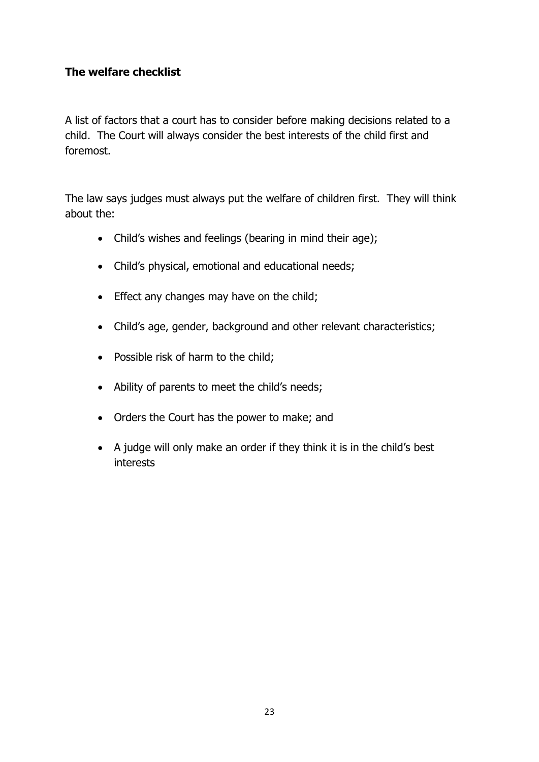### **The welfare checklist**

A list of factors that a court has to consider before making decisions related to a child. The Court will always consider the best interests of the child first and foremost.

The law says judges must always put the welfare of children first. They will think about the:

- Child's wishes and feelings (bearing in mind their age);
- Child's physical, emotional and educational needs;
- Effect any changes may have on the child;
- Child's age, gender, background and other relevant characteristics;
- Possible risk of harm to the child;
- Ability of parents to meet the child's needs;
- Orders the Court has the power to make; and
- A judge will only make an order if they think it is in the child's best interests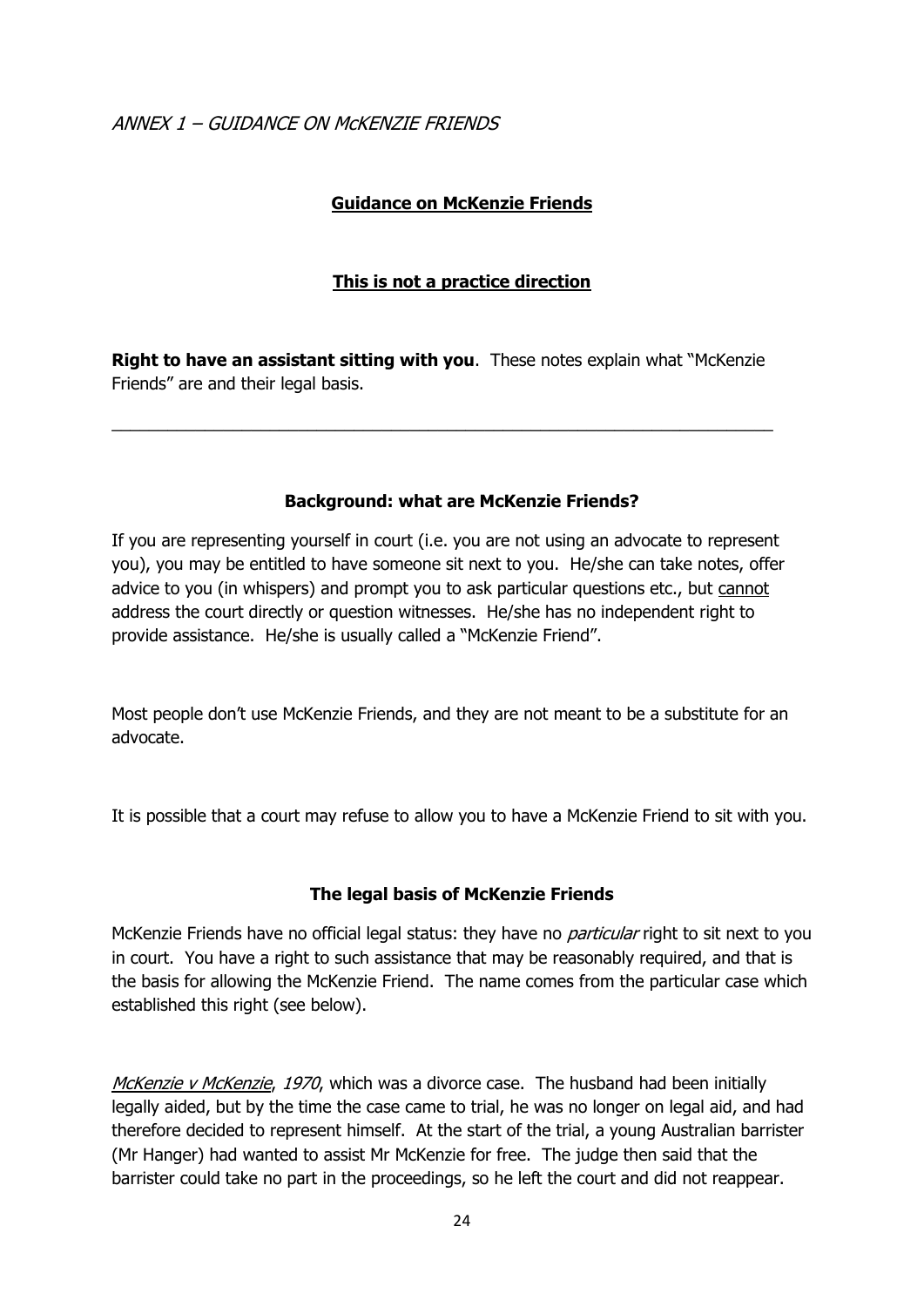*ANNEX 1 – GUIDANCE ON McKENZIE FRIENDS*

## <u>**Guidance on McKenzie Friends**</u>

### <u>**This is not a practice direction**</u>

**Right to have an assistant sitting with you**. These notes explain what "McKenzie Friends" are and their legal basis.

---

### **Background: what are McKenzie Friends?**

If you are representing yourself in court (i.e. you are not using an advocate to represent you), you may be entitled to have someone sit next to you. He/she can take notes, offer advice to you (in whispers) and prompt you to ask particular questions etc., but <u>cannot</u> address the court directly or question witnesses. He/she has no independent right to provide assistance. He/she is usually called a "McKenzie Friend".

Most people don't use McKenzie Friends, and they are not meant to be a substitute for an advocate.

It is possible that a court may refuse to allow you to have a McKenzie Friend to sit with you.

### **The legal basis of McKenzie Friends**

McKenzie Friends have no official legal status: they have no *particular* right to sit next to you in court. You have a right to such assistance that may be reasonably required, and that is the basis for allowing the McKenzie Friend. The name comes from the particular case which established this right (see below).

*<u>McKenzie v McKenzie</u>*, *1970*, which was a divorce case. The husband had been initially legally aided, but by the time the case came to trial, he was no longer on legal aid, and had therefore decided to represent himself. At the start of the trial, a young Australian barrister (Mr Hanger) had wanted to assist Mr McKenzie for free. The judge then said that the barrister could take no part in the proceedings, so he left the court and did not reappear.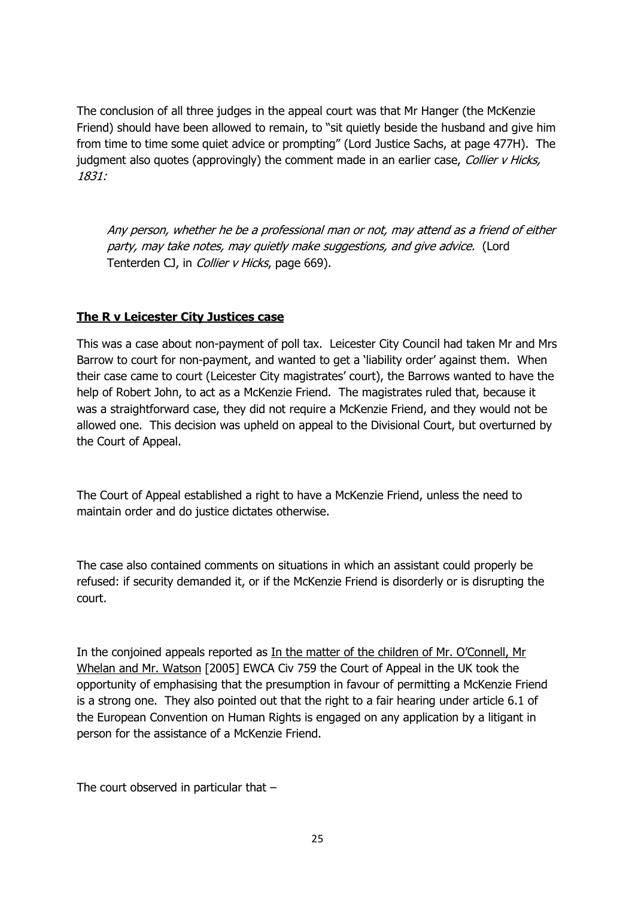The conclusion of all three judges in the appeal court was that Mr Hanger (the McKenzie Friend) should have been allowed to remain, to "sit quietly beside the husband and give him from time to time some quiet advice or prompting" (Lord Justice Sachs, at page 477H). The judgment also quotes (approvingly) the comment made in an earlier case, *Collier v Hicks, 1831:*

> *Any person, whether he be a professional man or not, may attend as a friend of either party, may take notes, may quietly make suggestions, and give advice.* (Lord Tenterden CJ, in *Collier v Hicks*, page 669).

## **The R v Leicester City Justices case**

This was a case about non-payment of poll tax. Leicester City Council had taken Mr and Mrs Barrow to court for non-payment, and wanted to get a 'liability order' against them. When their case came to court (Leicester City magistrates' court), the Barrows wanted to have the help of Robert John, to act as a McKenzie Friend. The magistrates ruled that, because it was a straightforward case, they did not require a McKenzie Friend, and they would not be allowed one. This decision was upheld on appeal to the Divisional Court, but overturned by the Court of Appeal.

The Court of Appeal established a right to have a McKenzie Friend, unless the need to maintain order and do justice dictates otherwise.

The case also contained comments on situations in which an assistant could properly be refused: if security demanded it, or if the McKenzie Friend is disorderly or is disrupting the court.

In the conjoined appeals reported as In the matter of the children of Mr. O'Connell, Mr Whelan and Mr. Watson [2005] EWCA Civ 759 the Court of Appeal in the UK took the opportunity of emphasising that the presumption in favour of permitting a McKenzie Friend is a strong one. They also pointed out that the right to a fair hearing under article 6.1 of the European Convention on Human Rights is engaged on any application by a litigant in person for the assistance of a McKenzie Friend.

The court observed in particular that –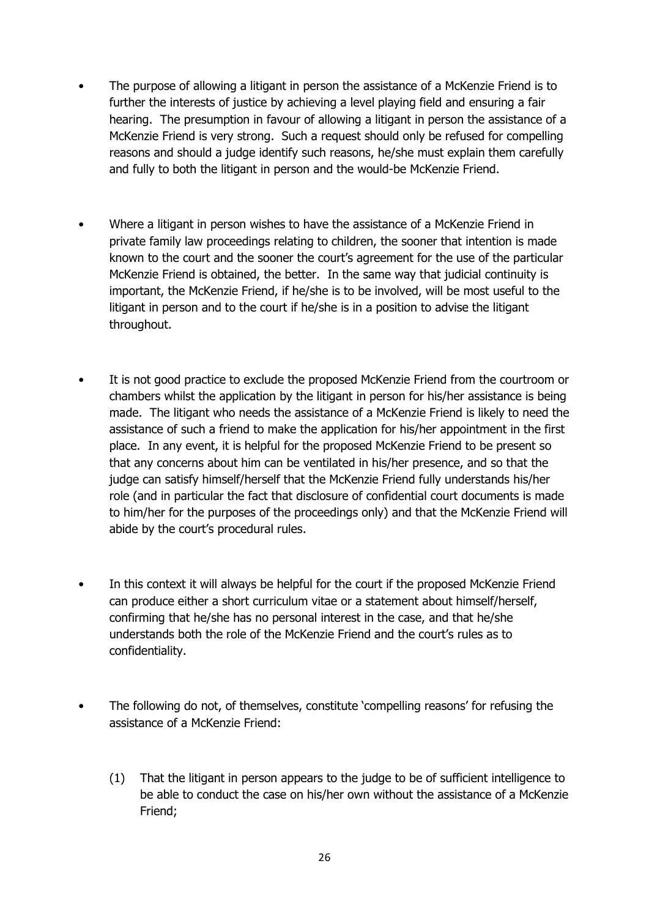- The purpose of allowing a litigant in person the assistance of a McKenzie Friend is to further the interests of justice by achieving a level playing field and ensuring a fair hearing. The presumption in favour of allowing a litigant in person the assistance of a McKenzie Friend is very strong. Such a request should only be refused for compelling reasons and should a judge identify such reasons, he/she must explain them carefully and fully to both the litigant in person and the would-be McKenzie Friend.

- Where a litigant in person wishes to have the assistance of a McKenzie Friend in private family law proceedings relating to children, the sooner that intention is made known to the court and the sooner the court's agreement for the use of the particular McKenzie Friend is obtained, the better. In the same way that judicial continuity is important, the McKenzie Friend, if he/she is to be involved, will be most useful to the litigant in person and to the court if he/she is in a position to advise the litigant throughout.

- It is not good practice to exclude the proposed McKenzie Friend from the courtroom or chambers whilst the application by the litigant in person for his/her assistance is being made. The litigant who needs the assistance of a McKenzie Friend is likely to need the assistance of such a friend to make the application for his/her appointment in the first place. In any event, it is helpful for the proposed McKenzie Friend to be present so that any concerns about him can be ventilated in his/her presence, and so that the judge can satisfy himself/herself that the McKenzie Friend fully understands his/her role (and in particular the fact that disclosure of confidential court documents is made to him/her for the purposes of the proceedings only) and that the McKenzie Friend will abide by the court's procedural rules.

- In this context it will always be helpful for the court if the proposed McKenzie Friend can produce either a short curriculum vitae or a statement about himself/herself, confirming that he/she has no personal interest in the case, and that he/she understands both the role of the McKenzie Friend and the court's rules as to confidentiality.

- The following do not, of themselves, constitute 'compelling reasons' for refusing the assistance of a McKenzie Friend:

  (1) That the litigant in person appears to the judge to be of sufficient intelligence to be able to conduct the case on his/her own without the assistance of a McKenzie Friend;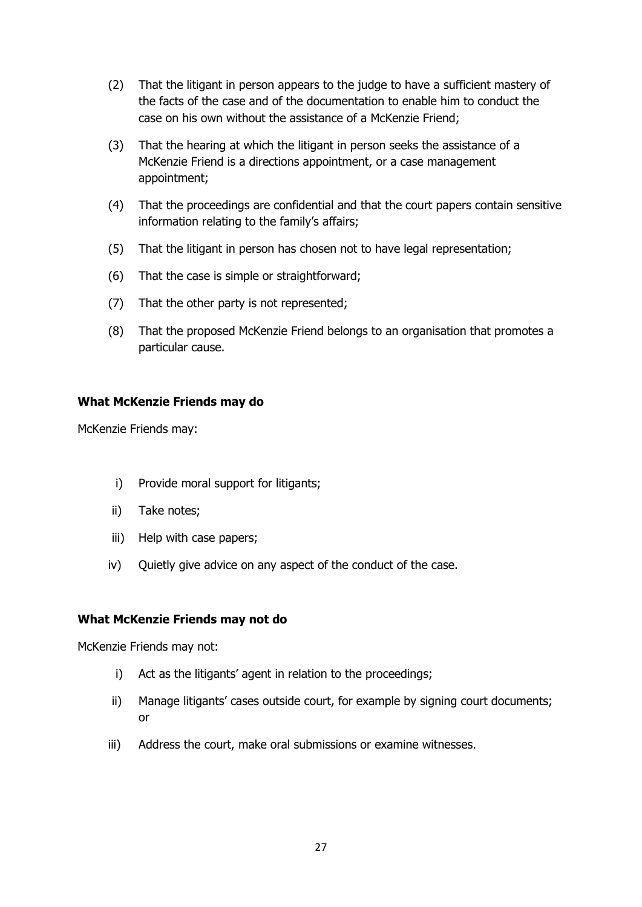(2) That the litigant in person appears to the judge to have a sufficient mastery of the facts of the case and of the documentation to enable him to conduct the case on his own without the assistance of a McKenzie Friend;

(3) That the hearing at which the litigant in person seeks the assistance of a McKenzie Friend is a directions appointment, or a case management appointment;

(4) That the proceedings are confidential and that the court papers contain sensitive information relating to the family's affairs;

(5) That the litigant in person has chosen not to have legal representation;

(6) That the case is simple or straightforward;

(7) That the other party is not represented;

(8) That the proposed McKenzie Friend belongs to an organisation that promotes a particular cause.

**What McKenzie Friends may do**

McKenzie Friends may:

i) Provide moral support for litigants;

ii) Take notes;

iii) Help with case papers;

iv) Quietly give advice on any aspect of the conduct of the case.

**What McKenzie Friends may not do**

McKenzie Friends may not:

i) Act as the litigants' agent in relation to the proceedings;

ii) Manage litigants' cases outside court, for example by signing court documents; or

iii) Address the court, make oral submissions or examine witnesses.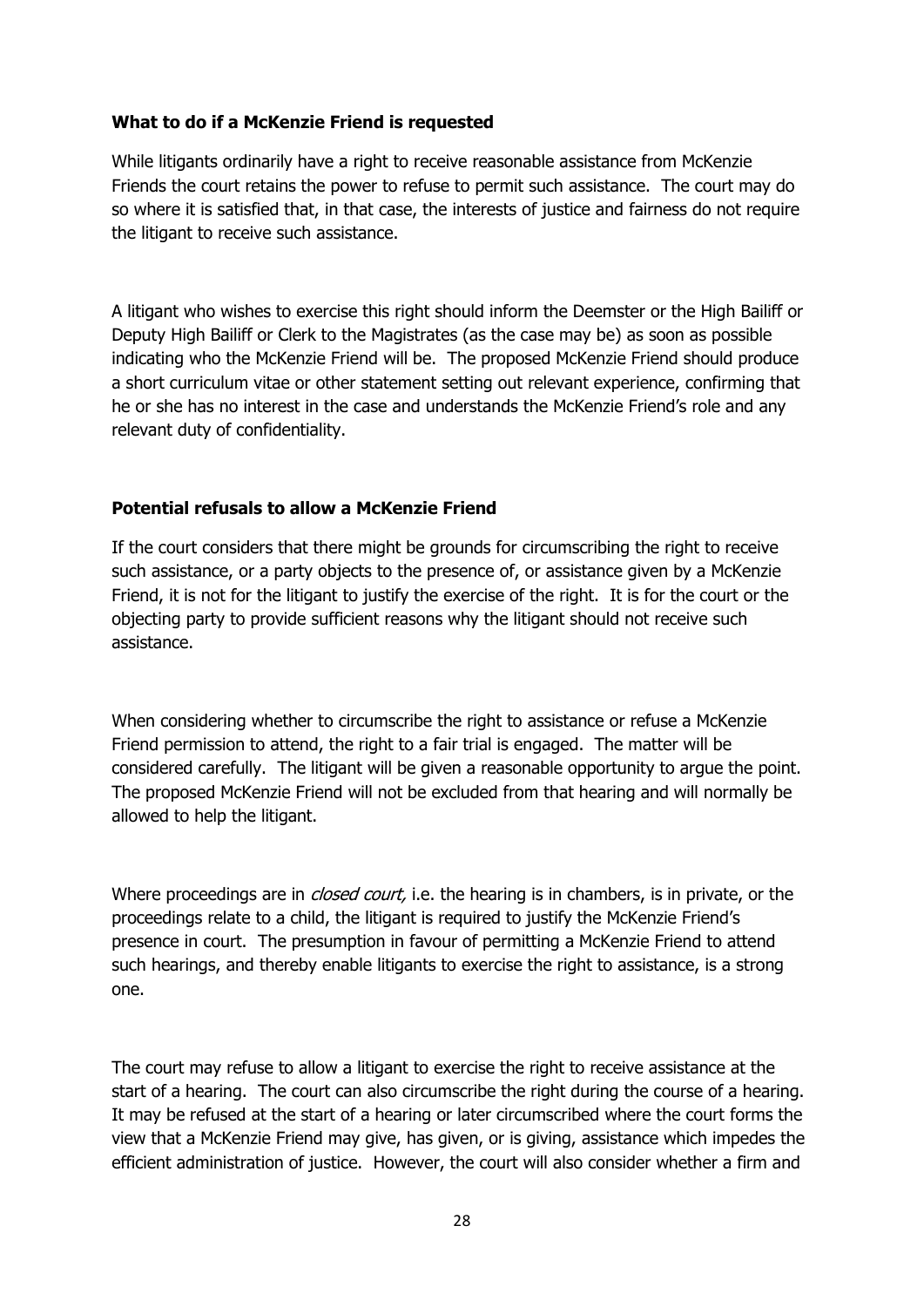**What to do if a McKenzie Friend is requested**

While litigants ordinarily have a right to receive reasonable assistance from McKenzie Friends the court retains the power to refuse to permit such assistance. The court may do so where it is satisfied that, in that case, the interests of justice and fairness do not require the litigant to receive such assistance.

A litigant who wishes to exercise this right should inform the Deemster or the High Bailiff or Deputy High Bailiff or Clerk to the Magistrates (as the case may be) as soon as possible indicating who the McKenzie Friend will be. The proposed McKenzie Friend should produce a short curriculum vitae or other statement setting out relevant experience, confirming that he or she has no interest in the case and understands the McKenzie Friend's role and any relevant duty of confidentiality.

**Potential refusals to allow a McKenzie Friend**

If the court considers that there might be grounds for circumscribing the right to receive such assistance, or a party objects to the presence of, or assistance given by a McKenzie Friend, it is not for the litigant to justify the exercise of the right. It is for the court or the objecting party to provide sufficient reasons why the litigant should not receive such assistance.

When considering whether to circumscribe the right to assistance or refuse a McKenzie Friend permission to attend, the right to a fair trial is engaged. The matter will be considered carefully. The litigant will be given a reasonable opportunity to argue the point. The proposed McKenzie Friend will not be excluded from that hearing and will normally be allowed to help the litigant.

Where proceedings are in *closed court,* i.e. the hearing is in chambers, is in private, or the proceedings relate to a child, the litigant is required to justify the McKenzie Friend's presence in court. The presumption in favour of permitting a McKenzie Friend to attend such hearings, and thereby enable litigants to exercise the right to assistance, is a strong one.

The court may refuse to allow a litigant to exercise the right to receive assistance at the start of a hearing. The court can also circumscribe the right during the course of a hearing. It may be refused at the start of a hearing or later circumscribed where the court forms the view that a McKenzie Friend may give, has given, or is giving, assistance which impedes the efficient administration of justice. However, the court will also consider whether a firm and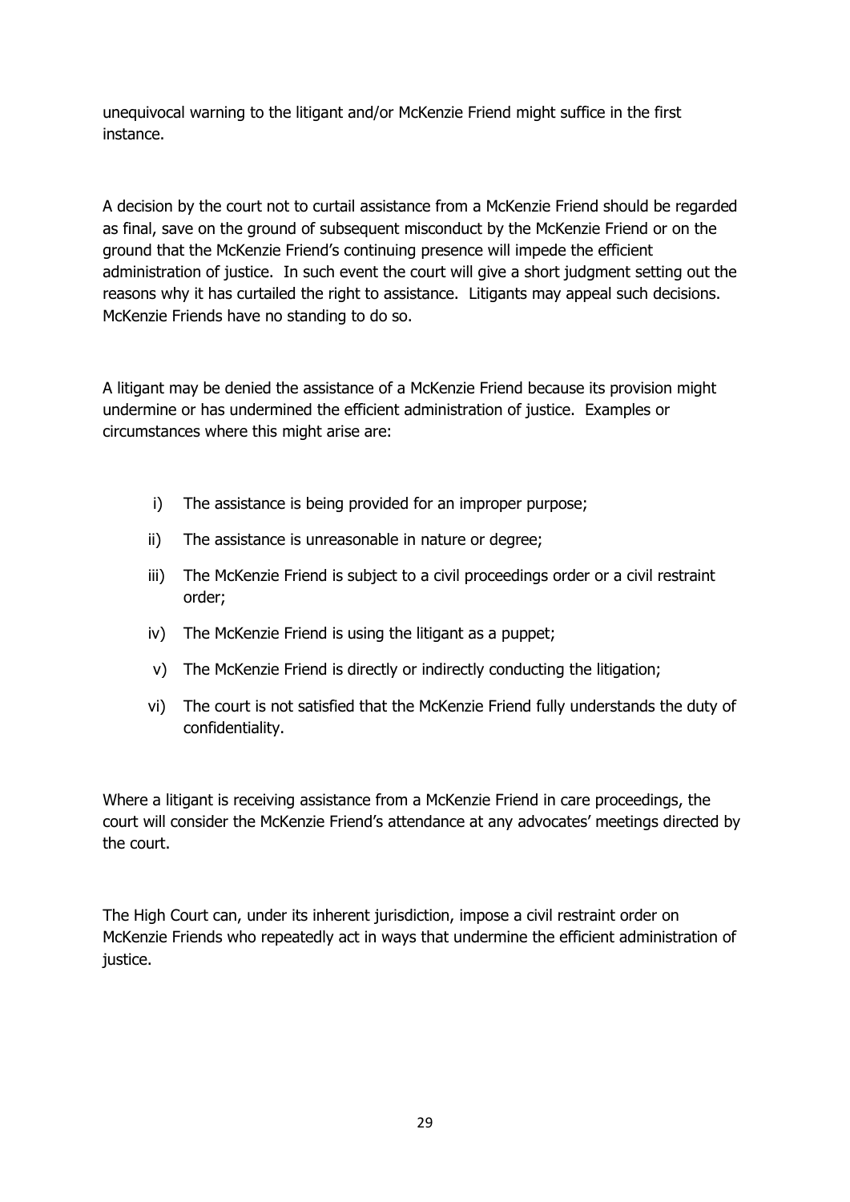unequivocal warning to the litigant and/or McKenzie Friend might suffice in the first instance.

A decision by the court not to curtail assistance from a McKenzie Friend should be regarded as final, save on the ground of subsequent misconduct by the McKenzie Friend or on the ground that the McKenzie Friend's continuing presence will impede the efficient administration of justice. In such event the court will give a short judgment setting out the reasons why it has curtailed the right to assistance. Litigants may appeal such decisions. McKenzie Friends have no standing to do so.

A litigant may be denied the assistance of a McKenzie Friend because its provision might undermine or has undermined the efficient administration of justice. Examples or circumstances where this might arise are:

- i) The assistance is being provided for an improper purpose;
- ii) The assistance is unreasonable in nature or degree;
- iii) The McKenzie Friend is subject to a civil proceedings order or a civil restraint order;
- iv) The McKenzie Friend is using the litigant as a puppet;
- v) The McKenzie Friend is directly or indirectly conducting the litigation;
- vi) The court is not satisfied that the McKenzie Friend fully understands the duty of confidentiality.

Where a litigant is receiving assistance from a McKenzie Friend in care proceedings, the court will consider the McKenzie Friend's attendance at any advocates' meetings directed by the court.

The High Court can, under its inherent jurisdiction, impose a civil restraint order on McKenzie Friends who repeatedly act in ways that undermine the efficient administration of justice.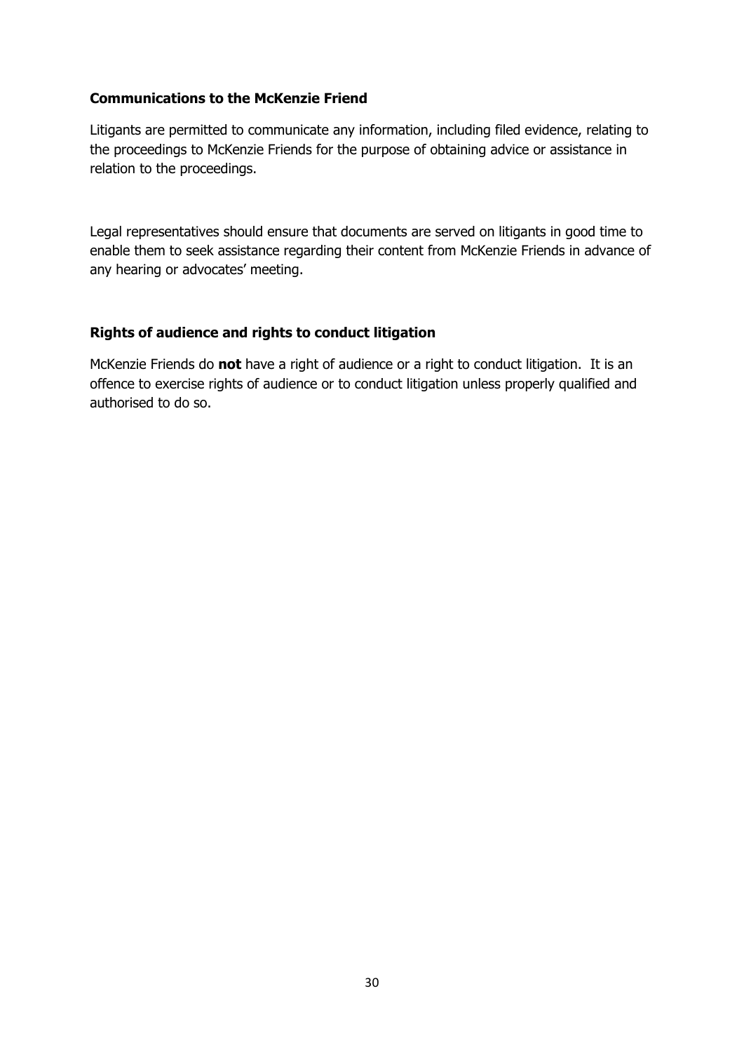### Communications to the McKenzie Friend

Litigants are permitted to communicate any information, including filed evidence, relating to the proceedings to McKenzie Friends for the purpose of obtaining advice or assistance in relation to the proceedings.

Legal representatives should ensure that documents are served on litigants in good time to enable them to seek assistance regarding their content from McKenzie Friends in advance of any hearing or advocates' meeting.

### Rights of audience and rights to conduct litigation

McKenzie Friends do **not** have a right of audience or a right to conduct litigation. It is an offence to exercise rights of audience or to conduct litigation unless properly qualified and authorised to do so.